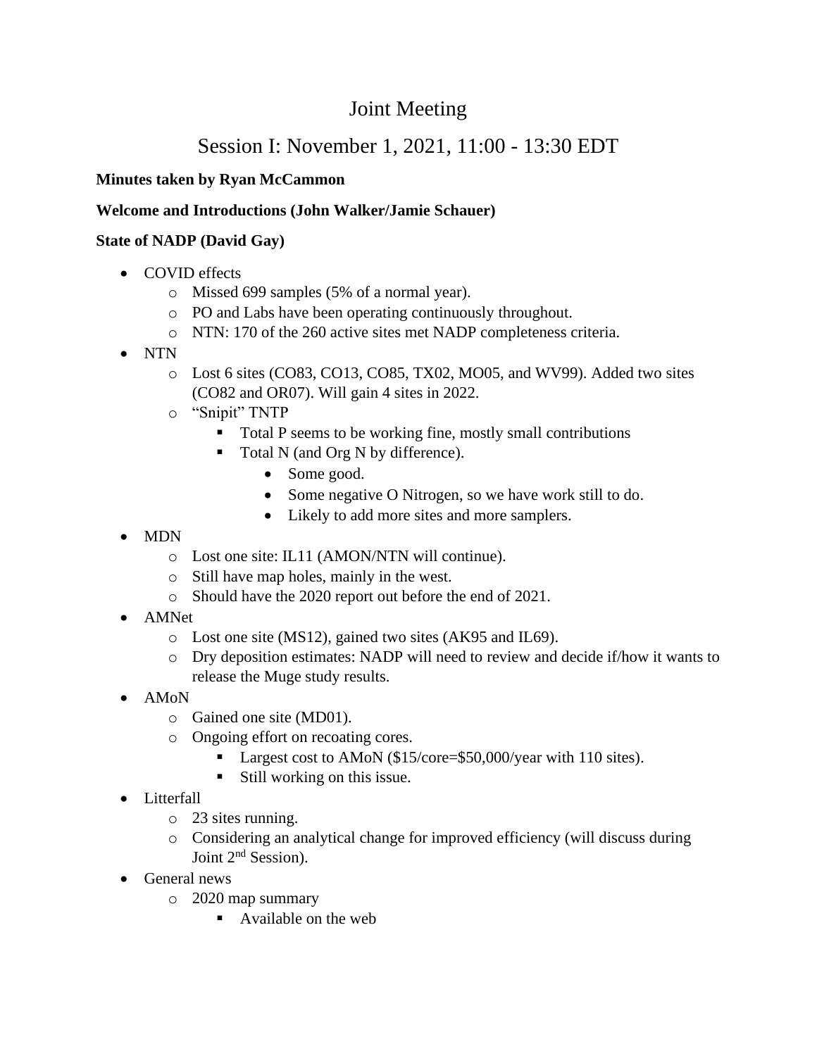# Joint Meeting

## Session I: November 1, 2021, 11:00 - 13:30 EDT

**Minutes taken by Ryan McCammon**

**Welcome and Introductions (John Walker/Jamie Schauer)**

**State of NADP (David Gay)**

- COVID effects
  - Missed 699 samples (5% of a normal year).
  - PO and Labs have been operating continuously throughout.
  - NTN: 170 of the 260 active sites met NADP completeness criteria.
- NTN
  - Lost 6 sites (CO83, CO13, CO85, TX02, MO05, and WV99). Added two sites (CO82 and OR07). Will gain 4 sites in 2022.
  - "Snipit" TNTP
    - Total P seems to be working fine, mostly small contributions
    - Total N (and Org N by difference).
      - Some good.
      - Some negative O Nitrogen, so we have work still to do.
      - Likely to add more sites and more samplers.
- MDN
  - Lost one site: IL11 (AMON/NTN will continue).
  - Still have map holes, mainly in the west.
  - Should have the 2020 report out before the end of 2021.
- AMNet
  - Lost one site (MS12), gained two sites (AK95 and IL69).
  - Dry deposition estimates: NADP will need to review and decide if/how it wants to release the Muge study results.
- AMoN
  - Gained one site (MD01).
  - Ongoing effort on recoating cores.
    - Largest cost to AMoN ($15/core=$50,000/year with 110 sites).
    - Still working on this issue.
- Litterfall
  - 23 sites running.
  - Considering an analytical change for improved efficiency (will discuss during Joint 2nd Session).
- General news
  - 2020 map summary
    - Available on the web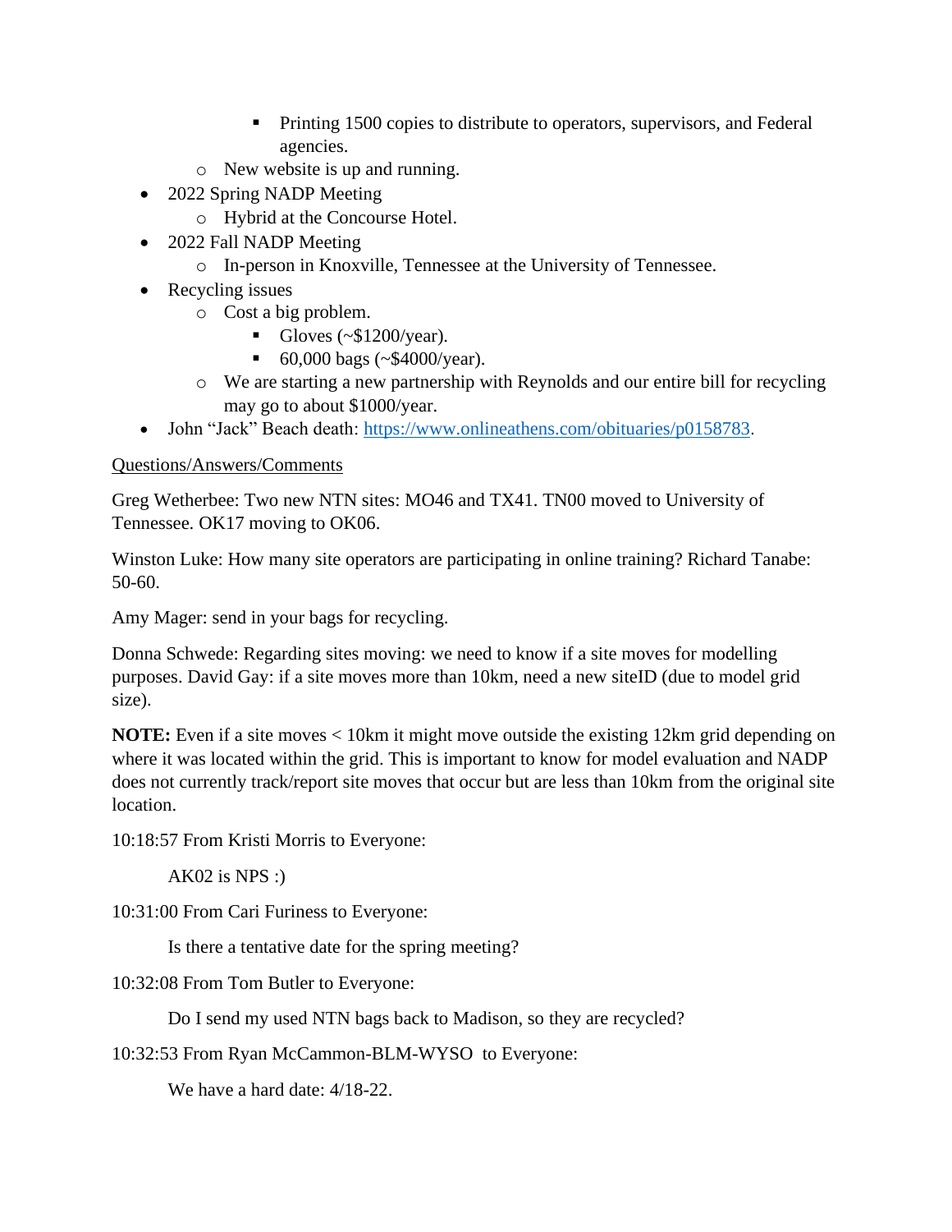- Printing 1500 copies to distribute to operators, supervisors, and Federal agencies.
    - New website is up and running.
- 2022 Spring NADP Meeting
    - Hybrid at the Concourse Hotel.
- 2022 Fall NADP Meeting
    - In-person in Knoxville, Tennessee at the University of Tennessee.
- Recycling issues
    - Cost a big problem.
        - Gloves (~$1200/year).
        - 60,000 bags (~$4000/year).
    - We are starting a new partnership with Reynolds and our entire bill for recycling may go to about $1000/year.
- John "Jack" Beach death: https://www.onlineathens.com/obituaries/p0158783.

Questions/Answers/Comments

Greg Wetherbee: Two new NTN sites: MO46 and TX41. TN00 moved to University of Tennessee. OK17 moving to OK06.

Winston Luke: How many site operators are participating in online training? Richard Tanabe: 50-60.

Amy Mager: send in your bags for recycling.

Donna Schwede: Regarding sites moving: we need to know if a site moves for modelling purposes. David Gay: if a site moves more than 10km, need a new siteID (due to model grid size).

**NOTE:** Even if a site moves < 10km it might move outside the existing 12km grid depending on where it was located within the grid. This is important to know for model evaluation and NADP does not currently track/report site moves that occur but are less than 10km from the original site location.

10:18:57 From Kristi Morris to Everyone:

> AK02 is NPS :)

10:31:00 From Cari Furiness to Everyone:

> Is there a tentative date for the spring meeting?

10:32:08 From Tom Butler to Everyone:

> Do I send my used NTN bags back to Madison, so they are recycled?

10:32:53 From Ryan McCammon-BLM-WYSO to Everyone:

> We have a hard date: 4/18-22.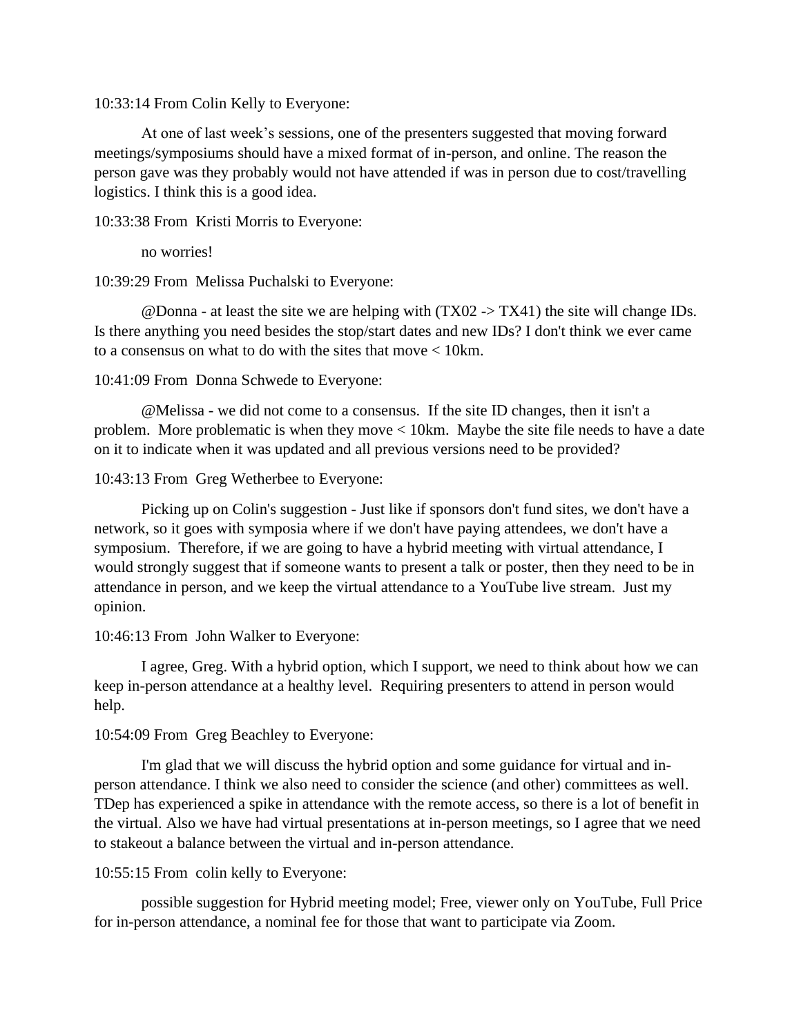10:33:14 From Colin Kelly to Everyone:

At one of last week's sessions, one of the presenters suggested that moving forward meetings/symposiums should have a mixed format of in-person, and online. The reason the person gave was they probably would not have attended if was in person due to cost/travelling logistics. I think this is a good idea.

10:33:38 From Kristi Morris to Everyone:

no worries!

10:39:29 From Melissa Puchalski to Everyone:

@Donna - at least the site we are helping with (TX02 -> TX41) the site will change IDs. Is there anything you need besides the stop/start dates and new IDs? I don't think we ever came to a consensus on what to do with the sites that move < 10km.

10:41:09 From Donna Schwede to Everyone:

@Melissa - we did not come to a consensus. If the site ID changes, then it isn't a problem. More problematic is when they move < 10km. Maybe the site file needs to have a date on it to indicate when it was updated and all previous versions need to be provided?

10:43:13 From Greg Wetherbee to Everyone:

Picking up on Colin's suggestion - Just like if sponsors don't fund sites, we don't have a network, so it goes with symposia where if we don't have paying attendees, we don't have a symposium. Therefore, if we are going to have a hybrid meeting with virtual attendance, I would strongly suggest that if someone wants to present a talk or poster, then they need to be in attendance in person, and we keep the virtual attendance to a YouTube live stream. Just my opinion.

10:46:13 From John Walker to Everyone:

I agree, Greg. With a hybrid option, which I support, we need to think about how we can keep in-person attendance at a healthy level. Requiring presenters to attend in person would help.

10:54:09 From Greg Beachley to Everyone:

I'm glad that we will discuss the hybrid option and some guidance for virtual and in-person attendance. I think we also need to consider the science (and other) committees as well. TDep has experienced a spike in attendance with the remote access, so there is a lot of benefit in the virtual. Also we have had virtual presentations at in-person meetings, so I agree that we need to stakeout a balance between the virtual and in-person attendance.

10:55:15 From colin kelly to Everyone:

possible suggestion for Hybrid meeting model; Free, viewer only on YouTube, Full Price for in-person attendance, a nominal fee for those that want to participate via Zoom.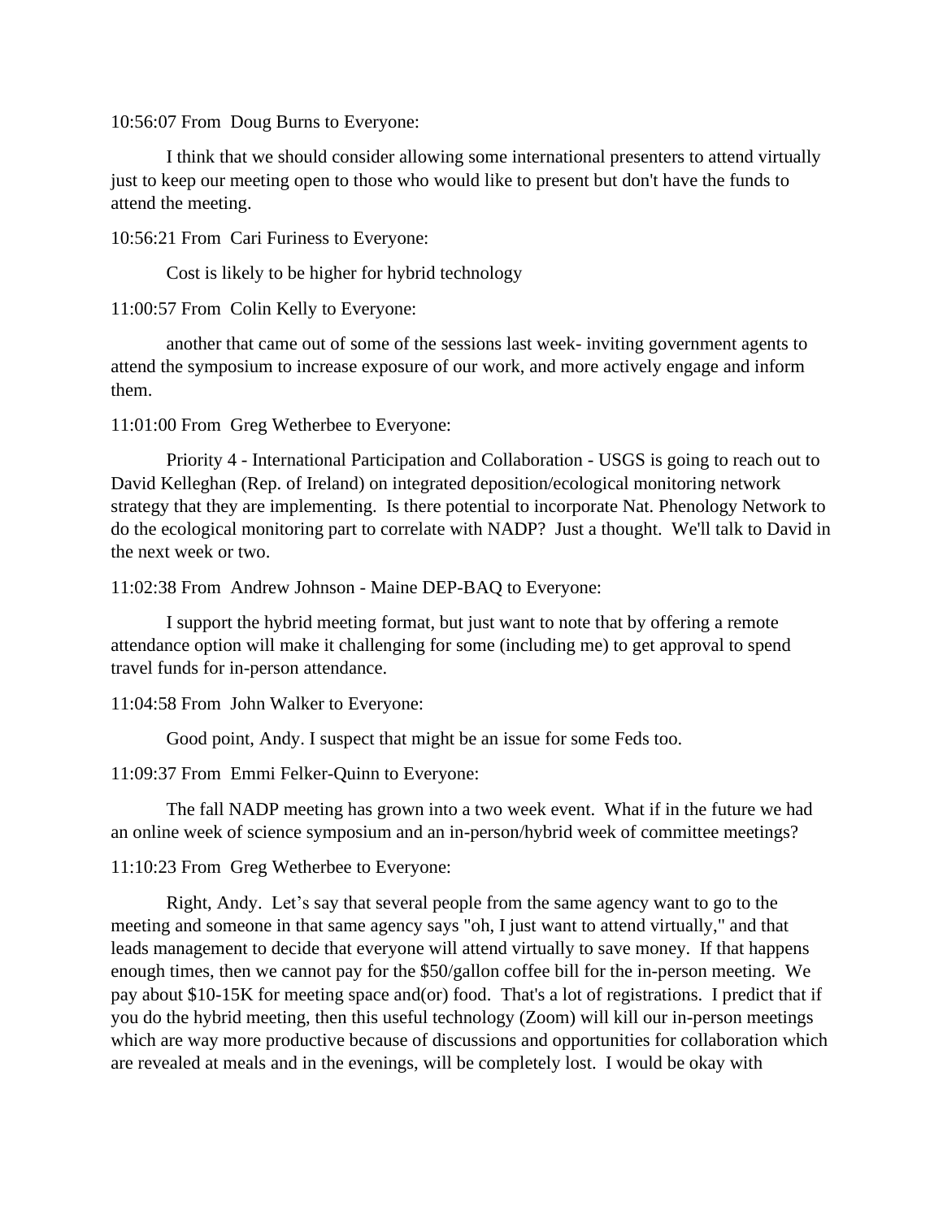10:56:07 From Doug Burns to Everyone:

I think that we should consider allowing some international presenters to attend virtually just to keep our meeting open to those who would like to present but don't have the funds to attend the meeting.

10:56:21 From Cari Furiness to Everyone:

Cost is likely to be higher for hybrid technology

11:00:57 From Colin Kelly to Everyone:

another that came out of some of the sessions last week- inviting government agents to attend the symposium to increase exposure of our work, and more actively engage and inform them.

11:01:00 From Greg Wetherbee to Everyone:

Priority 4 - International Participation and Collaboration - USGS is going to reach out to David Kelleghan (Rep. of Ireland) on integrated deposition/ecological monitoring network strategy that they are implementing. Is there potential to incorporate Nat. Phenology Network to do the ecological monitoring part to correlate with NADP? Just a thought. We'll talk to David in the next week or two.

11:02:38 From Andrew Johnson - Maine DEP-BAQ to Everyone:

I support the hybrid meeting format, but just want to note that by offering a remote attendance option will make it challenging for some (including me) to get approval to spend travel funds for in-person attendance.

11:04:58 From John Walker to Everyone:

Good point, Andy. I suspect that might be an issue for some Feds too.

11:09:37 From Emmi Felker-Quinn to Everyone:

The fall NADP meeting has grown into a two week event. What if in the future we had an online week of science symposium and an in-person/hybrid week of committee meetings?

11:10:23 From Greg Wetherbee to Everyone:

Right, Andy. Let's say that several people from the same agency want to go to the meeting and someone in that same agency says "oh, I just want to attend virtually," and that leads management to decide that everyone will attend virtually to save money. If that happens enough times, then we cannot pay for the $50/gallon coffee bill for the in-person meeting. We pay about $10-15K for meeting space and(or) food. That's a lot of registrations. I predict that if you do the hybrid meeting, then this useful technology (Zoom) will kill our in-person meetings which are way more productive because of discussions and opportunities for collaboration which are revealed at meals and in the evenings, will be completely lost. I would be okay with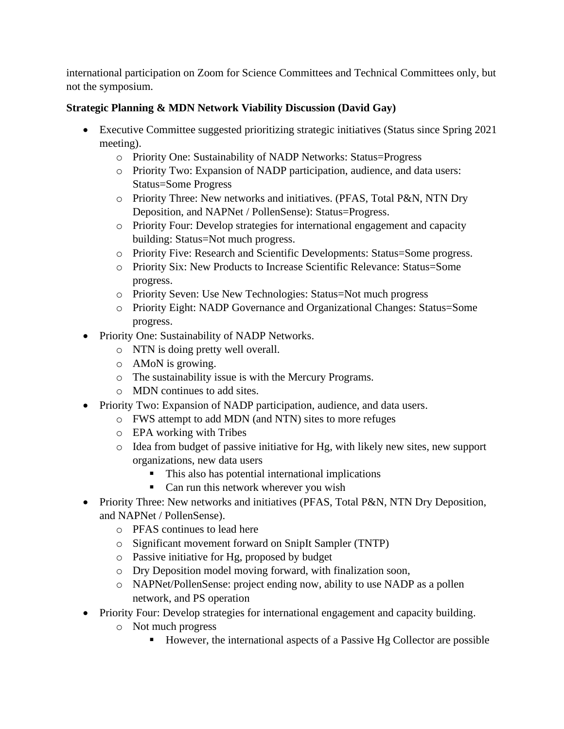international participation on Zoom for Science Committees and Technical Committees only, but not the symposium.

**Strategic Planning & MDN Network Viability Discussion (David Gay)**

- Executive Committee suggested prioritizing strategic initiatives (Status since Spring 2021 meeting).
    - Priority One: Sustainability of NADP Networks: Status=Progress
    - Priority Two: Expansion of NADP participation, audience, and data users: Status=Some Progress
    - Priority Three: New networks and initiatives. (PFAS, Total P&N, NTN Dry Deposition, and NAPNet / PollenSense): Status=Progress.
    - Priority Four: Develop strategies for international engagement and capacity building: Status=Not much progress.
    - Priority Five: Research and Scientific Developments: Status=Some progress.
    - Priority Six: New Products to Increase Scientific Relevance: Status=Some progress.
    - Priority Seven: Use New Technologies: Status=Not much progress
    - Priority Eight: NADP Governance and Organizational Changes: Status=Some progress.
- Priority One: Sustainability of NADP Networks.
    - NTN is doing pretty well overall.
    - AMoN is growing.
    - The sustainability issue is with the Mercury Programs.
    - MDN continues to add sites.
- Priority Two: Expansion of NADP participation, audience, and data users.
    - FWS attempt to add MDN (and NTN) sites to more refuges
    - EPA working with Tribes
    - Idea from budget of passive initiative for Hg, with likely new sites, new support organizations, new data users
        - This also has potential international implications
        - Can run this network wherever you wish
- Priority Three: New networks and initiatives (PFAS, Total P&N, NTN Dry Deposition, and NAPNet / PollenSense).
    - PFAS continues to lead here
    - Significant movement forward on SnipIt Sampler (TNTP)
    - Passive initiative for Hg, proposed by budget
    - Dry Deposition model moving forward, with finalization soon,
    - NAPNet/PollenSense: project ending now, ability to use NADP as a pollen network, and PS operation
- Priority Four: Develop strategies for international engagement and capacity building.
    - Not much progress
        - However, the international aspects of a Passive Hg Collector are possible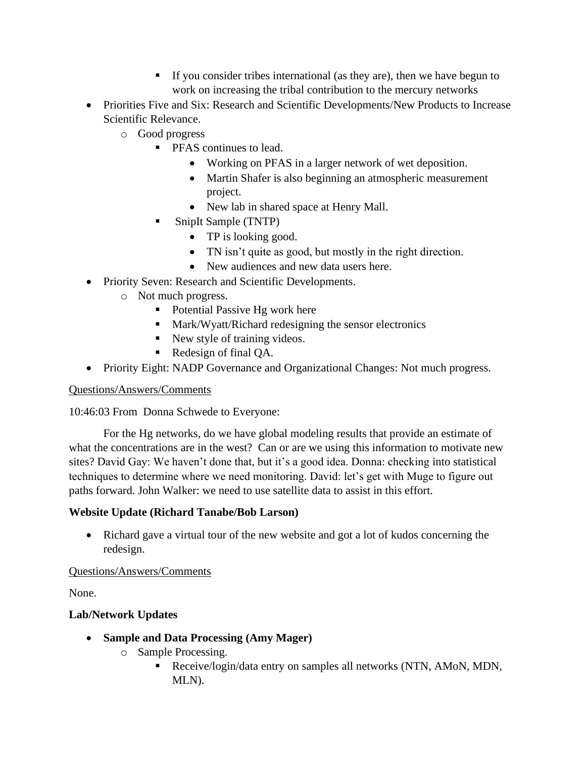- If you consider tribes international (as they are), then we have begun to work on increasing the tribal contribution to the mercury networks
- Priorities Five and Six: Research and Scientific Developments/New Products to Increase Scientific Relevance.
    - Good progress
        - PFAS continues to lead.
            - Working on PFAS in a larger network of wet deposition.
            - Martin Shafer is also beginning an atmospheric measurement project.
            - New lab in shared space at Henry Mall.
        - SnipIt Sample (TNTP)
            - TP is looking good.
            - TN isn't quite as good, but mostly in the right direction.
            - New audiences and new data users here.
- Priority Seven: Research and Scientific Developments.
    - Not much progress.
        - Potential Passive Hg work here
        - Mark/Wyatt/Richard redesigning the sensor electronics
        - New style of training videos.
        - Redesign of final QA.
- Priority Eight: NADP Governance and Organizational Changes: Not much progress.

<u>Questions/Answers/Comments</u>

10:46:03 From Donna Schwede to Everyone:

For the Hg networks, do we have global modeling results that provide an estimate of what the concentrations are in the west? Can or are we using this information to motivate new sites? David Gay: We haven't done that, but it's a good idea. Donna: checking into statistical techniques to determine where we need monitoring. David: let's get with Muge to figure out paths forward. John Walker: we need to use satellite data to assist in this effort.

**Website Update (Richard Tanabe/Bob Larson)**

- Richard gave a virtual tour of the new website and got a lot of kudos concerning the redesign.

<u>Questions/Answers/Comments</u>

None.

**Lab/Network Updates**

- **Sample and Data Processing (Amy Mager)**
    - Sample Processing.
        - Receive/login/data entry on samples all networks (NTN, AMoN, MDN, MLN).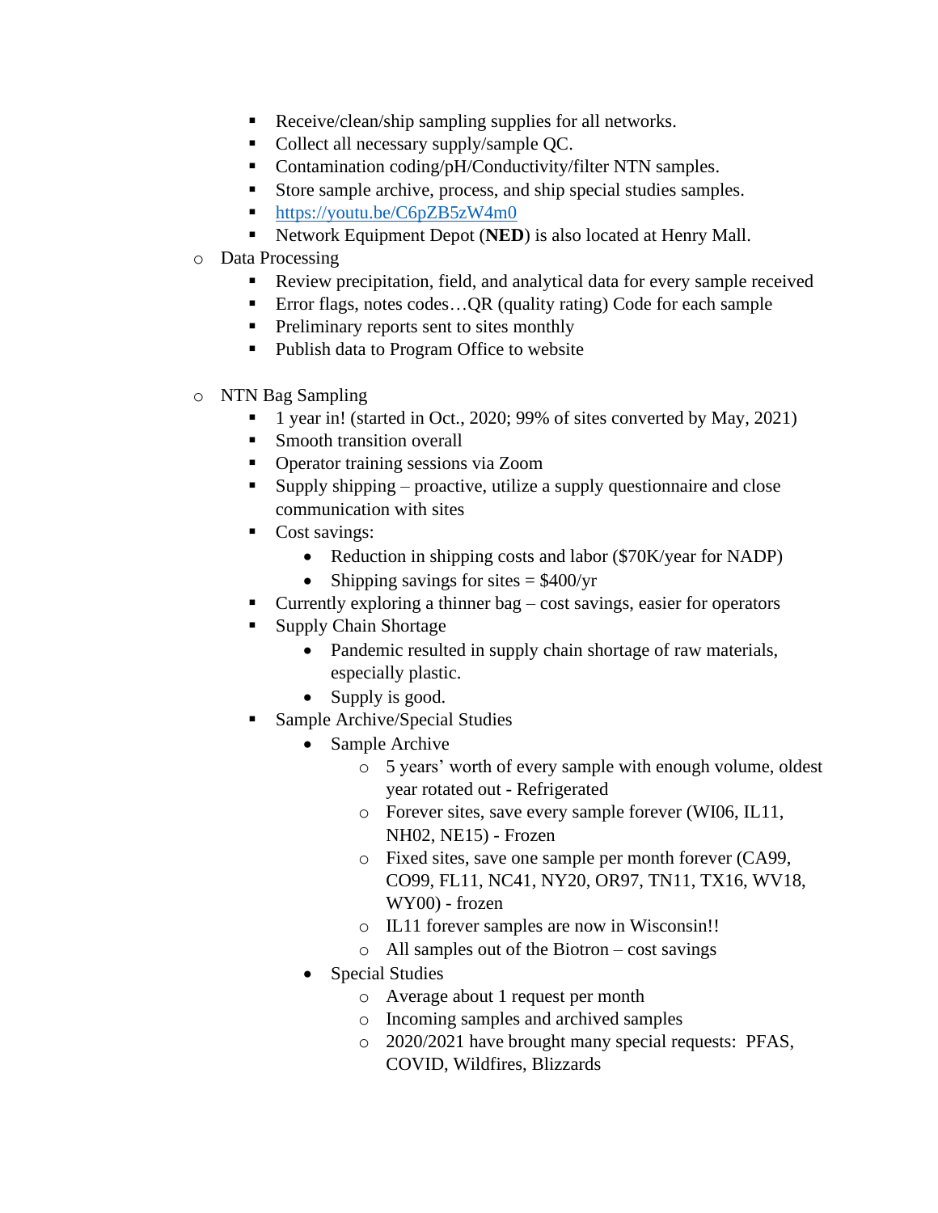- Receive/clean/ship sampling supplies for all networks.
    - Collect all necessary supply/sample QC.
    - Contamination coding/pH/Conductivity/filter NTN samples.
    - Store sample archive, process, and ship special studies samples.
    - [https://youtu.be/C6pZB5zW4m0](https://youtu.be/C6pZB5zW4m0)
    - Network Equipment Depot (**NED**) is also located at Henry Mall.
  - Data Processing
    - Review precipitation, field, and analytical data for every sample received
    - Error flags, notes codes…QR (quality rating) Code for each sample
    - Preliminary reports sent to sites monthly
    - Publish data to Program Office to website

  - NTN Bag Sampling
    - 1 year in! (started in Oct., 2020; 99% of sites converted by May, 2021)
    - Smooth transition overall
    - Operator training sessions via Zoom
    - Supply shipping – proactive, utilize a supply questionnaire and close communication with sites
    - Cost savings:
      - Reduction in shipping costs and labor ($70K/year for NADP)
      - Shipping savings for sites = $400/yr
    - Currently exploring a thinner bag – cost savings, easier for operators
    - Supply Chain Shortage
      - Pandemic resulted in supply chain shortage of raw materials, especially plastic.
      - Supply is good.
    - Sample Archive/Special Studies
      - Sample Archive
        - 5 years' worth of every sample with enough volume, oldest year rotated out - Refrigerated
        - Forever sites, save every sample forever (WI06, IL11, NH02, NE15) - Frozen
        - Fixed sites, save one sample per month forever (CA99, CO99, FL11, NC41, NY20, OR97, TN11, TX16, WV18, WY00) - frozen
        - IL11 forever samples are now in Wisconsin!!
        - All samples out of the Biotron – cost savings
      - Special Studies
        - Average about 1 request per month
        - Incoming samples and archived samples
        - 2020/2021 have brought many special requests: PFAS, COVID, Wildfires, Blizzards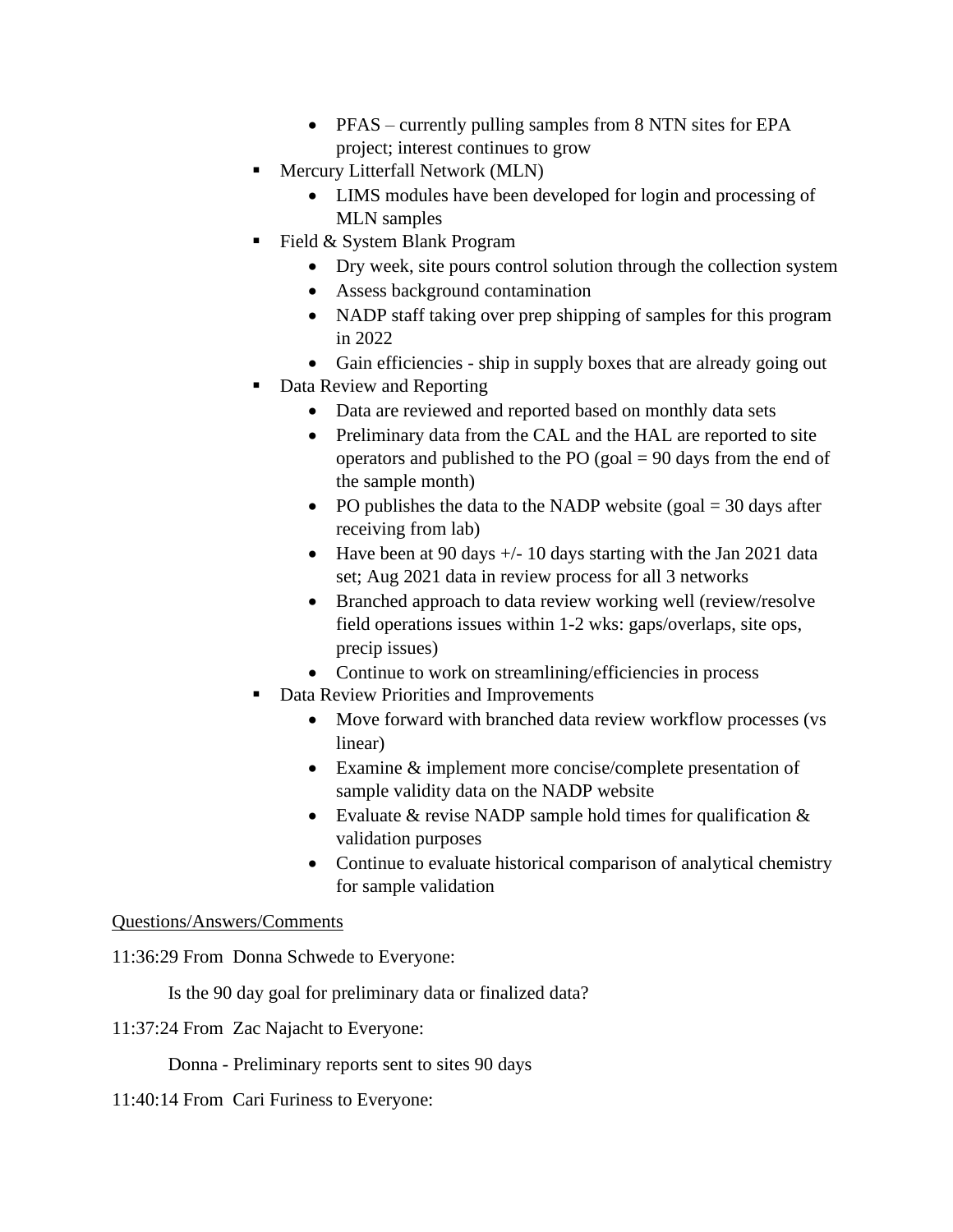- PFAS – currently pulling samples from 8 NTN sites for EPA project; interest continues to grow
  - Mercury Litterfall Network (MLN)
    - LIMS modules have been developed for login and processing of MLN samples
  - Field & System Blank Program
    - Dry week, site pours control solution through the collection system
    - Assess background contamination
    - NADP staff taking over prep shipping of samples for this program in 2022
    - Gain efficiencies - ship in supply boxes that are already going out
  - Data Review and Reporting
    - Data are reviewed and reported based on monthly data sets
    - Preliminary data from the CAL and the HAL are reported to site operators and published to the PO (goal = 90 days from the end of the sample month)
    - PO publishes the data to the NADP website (goal = 30 days after receiving from lab)
    - Have been at 90 days +/- 10 days starting with the Jan 2021 data set; Aug 2021 data in review process for all 3 networks
    - Branched approach to data review working well (review/resolve field operations issues within 1-2 wks: gaps/overlaps, site ops, precip issues)
    - Continue to work on streamlining/efficiencies in process
  - Data Review Priorities and Improvements
    - Move forward with branched data review workflow processes (vs linear)
    - Examine & implement more concise/complete presentation of sample validity data on the NADP website
    - Evaluate & revise NADP sample hold times for qualification & validation purposes
    - Continue to evaluate historical comparison of analytical chemistry for sample validation

<u>Questions/Answers/Comments</u>

11:36:29 From Donna Schwede to Everyone:

> Is the 90 day goal for preliminary data or finalized data?

11:37:24 From Zac Najacht to Everyone:

> Donna - Preliminary reports sent to sites 90 days

11:40:14 From Cari Furiness to Everyone: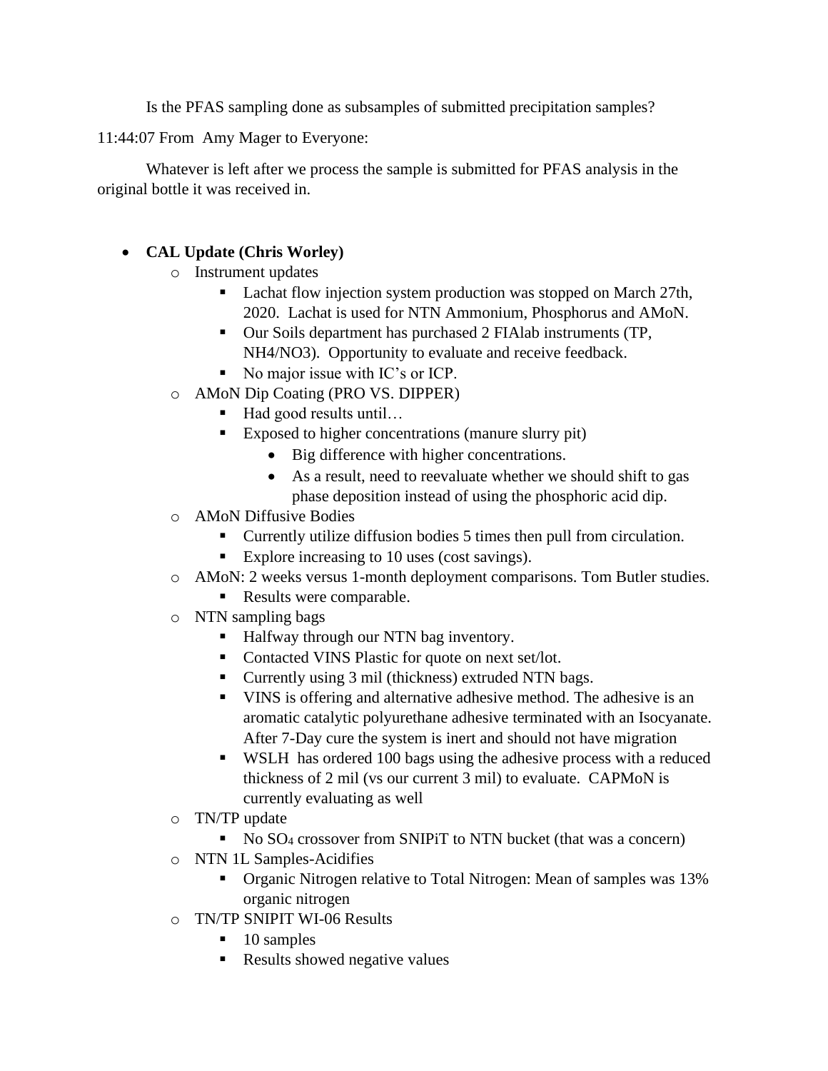Is the PFAS sampling done as subsamples of submitted precipitation samples?

11:44:07 From Amy Mager to Everyone:

Whatever is left after we process the sample is submitted for PFAS analysis in the original bottle it was received in.

- **CAL Update (Chris Worley)**
  - Instrument updates
    - Lachat flow injection system production was stopped on March 27th, 2020. Lachat is used for NTN Ammonium, Phosphorus and AMoN.
    - Our Soils department has purchased 2 FIAlab instruments (TP, NH4/NO3). Opportunity to evaluate and receive feedback.
    - No major issue with IC's or ICP.
  - AMoN Dip Coating (PRO VS. DIPPER)
    - Had good results until…
    - Exposed to higher concentrations (manure slurry pit)
      - Big difference with higher concentrations.
      - As a result, need to reevaluate whether we should shift to gas phase deposition instead of using the phosphoric acid dip.
  - AMoN Diffusive Bodies
    - Currently utilize diffusion bodies 5 times then pull from circulation.
    - Explore increasing to 10 uses (cost savings).
  - AMoN: 2 weeks versus 1-month deployment comparisons. Tom Butler studies.
    - Results were comparable.
  - NTN sampling bags
    - Halfway through our NTN bag inventory.
    - Contacted VINS Plastic for quote on next set/lot.
    - Currently using 3 mil (thickness) extruded NTN bags.
    - VINS is offering and alternative adhesive method. The adhesive is an aromatic catalytic polyurethane adhesive terminated with an Isocyanate. After 7-Day cure the system is inert and should not have migration
    - WSLH has ordered 100 bags using the adhesive process with a reduced thickness of 2 mil (vs our current 3 mil) to evaluate. CAPMoN is currently evaluating as well
  - TN/TP update
    - No $SO_4$ crossover from SNIPiT to NTN bucket (that was a concern)
  - NTN 1L Samples-Acidifies
    - Organic Nitrogen relative to Total Nitrogen: Mean of samples was 13% organic nitrogen
  - TN/TP SNIPIT WI-06 Results
    - 10 samples
    - Results showed negative values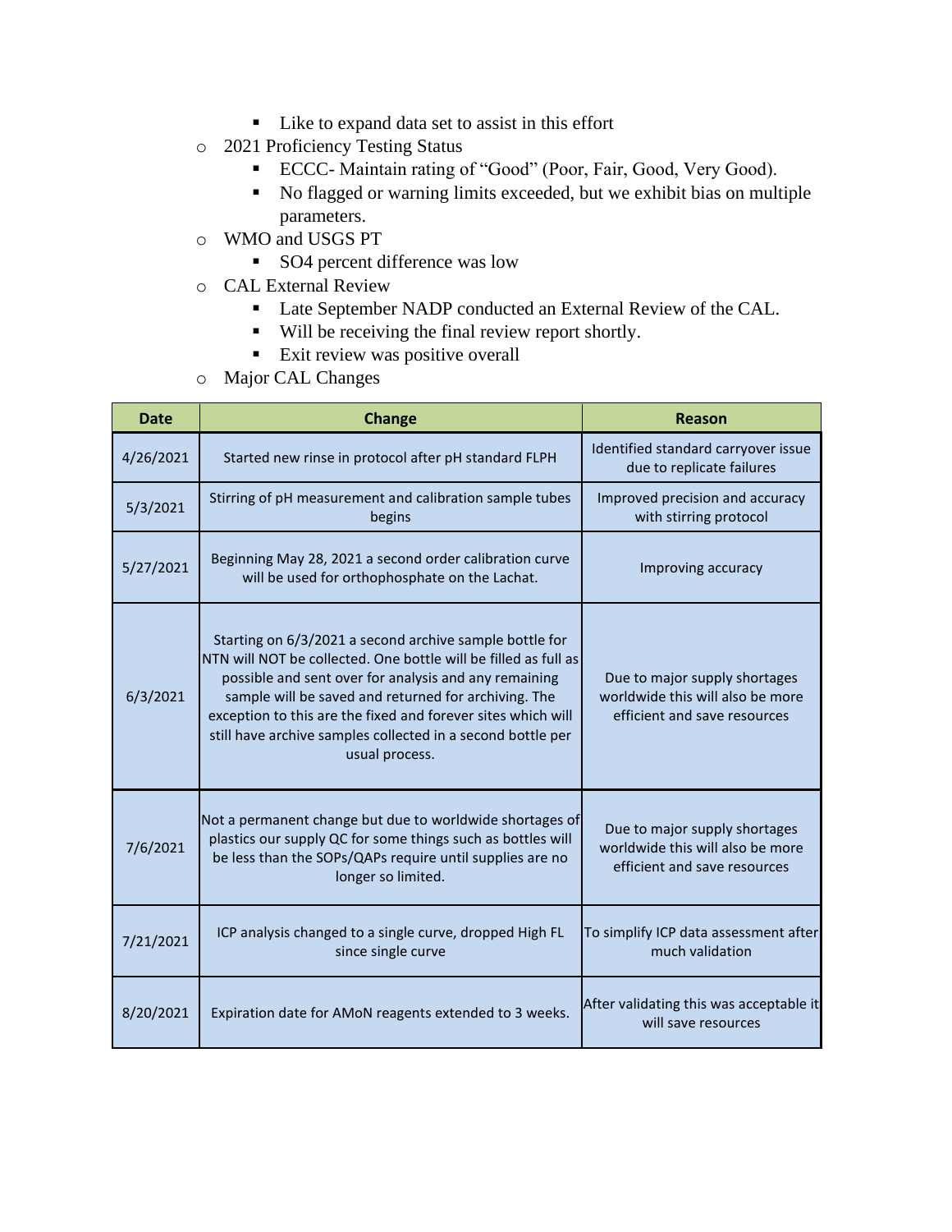- Like to expand data set to assist in this effort
- 2021 Proficiency Testing Status
    - ECCC- Maintain rating of "Good" (Poor, Fair, Good, Very Good).
    - No flagged or warning limits exceeded, but we exhibit bias on multiple parameters.
- WMO and USGS PT
    - SO4 percent difference was low
- CAL External Review
    - Late September NADP conducted an External Review of the CAL.
    - Will be receiving the final review report shortly.
    - Exit review was positive overall
- Major CAL Changes

| Date | Change | Reason |
|---|---|---|
| 4/26/2021 | Started new rinse in protocol after pH standard FLPH | Identified standard carryover issue due to replicate failures |
| 5/3/2021 | Stirring of pH measurement and calibration sample tubes begins | Improved precision and accuracy with stirring protocol |
| 5/27/2021 | Beginning May 28, 2021 a second order calibration curve will be used for orthophosphate on the Lachat. | Improving accuracy |
| 6/3/2021 | Starting on 6/3/2021 a second archive sample bottle for NTN will NOT be collected. One bottle will be filled as full as possible and sent over for analysis and any remaining sample will be saved and returned for archiving. The exception to this are the fixed and forever sites which will still have archive samples collected in a second bottle per usual process. | Due to major supply shortages worldwide this will also be more efficient and save resources |
| 7/6/2021 | Not a permanent change but due to worldwide shortages of plastics our supply QC for some things such as bottles will be less than the SOPs/QAPs require until supplies are no longer so limited. | Due to major supply shortages worldwide this will also be more efficient and save resources |
| 7/21/2021 | ICP analysis changed to a single curve, dropped High FL since single curve | To simplify ICP data assessment after much validation |
| 8/20/2021 | Expiration date for AMoN reagents extended to 3 weeks. | After validating this was acceptable it will save resources |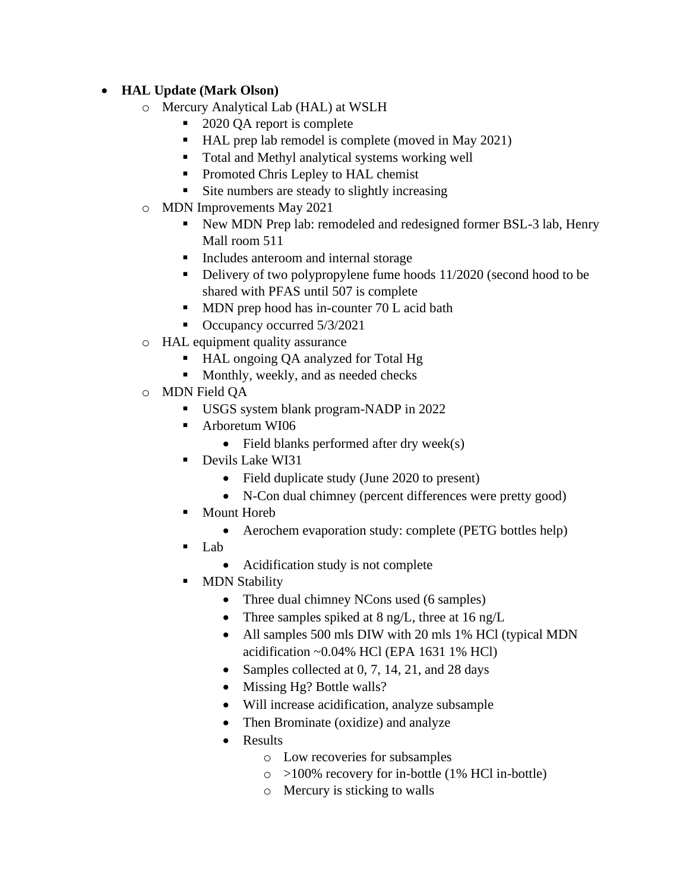- **HAL Update (Mark Olson)**
    - Mercury Analytical Lab (HAL) at WSLH
        - 2020 QA report is complete
        - HAL prep lab remodel is complete (moved in May 2021)
        - Total and Methyl analytical systems working well
        - Promoted Chris Lepley to HAL chemist
        - Site numbers are steady to slightly increasing
    - MDN Improvements May 2021
        - New MDN Prep lab: remodeled and redesigned former BSL-3 lab, Henry Mall room 511
        - Includes anteroom and internal storage
        - Delivery of two polypropylene fume hoods 11/2020 (second hood to be shared with PFAS until 507 is complete
        - MDN prep hood has in-counter 70 L acid bath
        - Occupancy occurred 5/3/2021
    - HAL equipment quality assurance
        - HAL ongoing QA analyzed for Total Hg
        - Monthly, weekly, and as needed checks
    - MDN Field QA
        - USGS system blank program-NADP in 2022
        - Arboretum WI06
            - Field blanks performed after dry week(s)
        - Devils Lake WI31
            - Field duplicate study (June 2020 to present)
            - N-Con dual chimney (percent differences were pretty good)
        - Mount Horeb
            - Aerochem evaporation study: complete (PETG bottles help)
        - Lab
            - Acidification study is not complete
        - MDN Stability
            - Three dual chimney NCons used (6 samples)
            - Three samples spiked at 8 ng/L, three at 16 ng/L
            - All samples 500 mls DIW with 20 mls 1% HCl (typical MDN acidification ~0.04% HCl (EPA 1631 1% HCl)
            - Samples collected at 0, 7, 14, 21, and 28 days
            - Missing Hg? Bottle walls?
            - Will increase acidification, analyze subsample
            - Then Brominate (oxidize) and analyze
            - Results
                - Low recoveries for subsamples
                - >100% recovery for in-bottle (1% HCl in-bottle)
                - Mercury is sticking to walls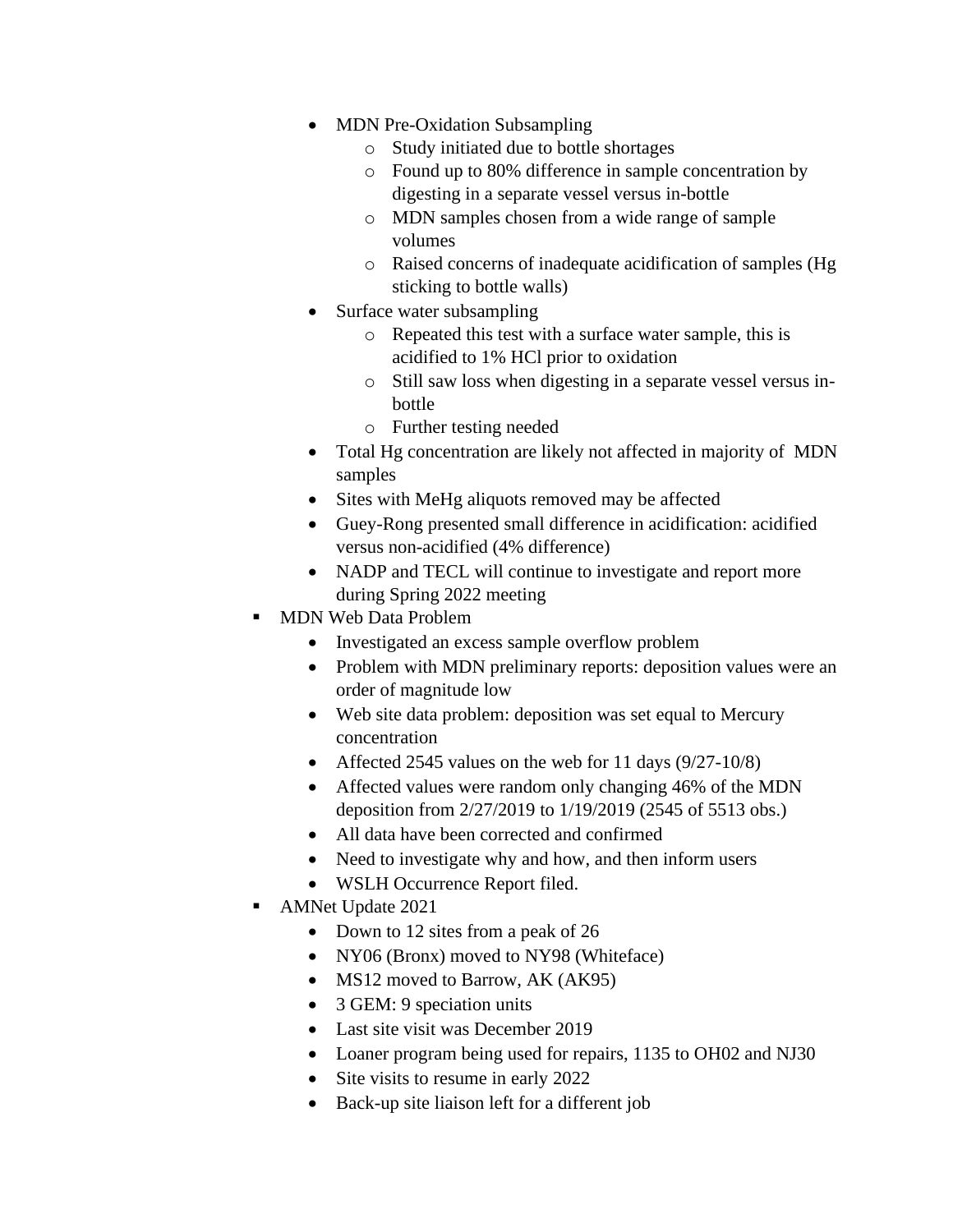- MDN Pre-Oxidation Subsampling
    - Study initiated due to bottle shortages
    - Found up to 80% difference in sample concentration by digesting in a separate vessel versus in-bottle
    - MDN samples chosen from a wide range of sample volumes
    - Raised concerns of inadequate acidification of samples (Hg sticking to bottle walls)
- Surface water subsampling
    - Repeated this test with a surface water sample, this is acidified to 1% HCl prior to oxidation
    - Still saw loss when digesting in a separate vessel versus in-bottle
    - Further testing needed
- Total Hg concentration are likely not affected in majority of MDN samples
- Sites with MeHg aliquots removed may be affected
- Guey-Rong presented small difference in acidification: acidified versus non-acidified (4% difference)
- NADP and TECL will continue to investigate and report more during Spring 2022 meeting

▪ MDN Web Data Problem
- Investigated an excess sample overflow problem
- Problem with MDN preliminary reports: deposition values were an order of magnitude low
- Web site data problem: deposition was set equal to Mercury concentration
- Affected 2545 values on the web for 11 days (9/27-10/8)
- Affected values were random only changing 46% of the MDN deposition from 2/27/2019 to 1/19/2019 (2545 of 5513 obs.)
- All data have been corrected and confirmed
- Need to investigate why and how, and then inform users
- WSLH Occurrence Report filed.

▪ AMNet Update 2021
- Down to 12 sites from a peak of 26
- NY06 (Bronx) moved to NY98 (Whiteface)
- MS12 moved to Barrow, AK (AK95)
- 3 GEM: 9 speciation units
- Last site visit was December 2019
- Loaner program being used for repairs, 1135 to OH02 and NJ30
- Site visits to resume in early 2022
- Back-up site liaison left for a different job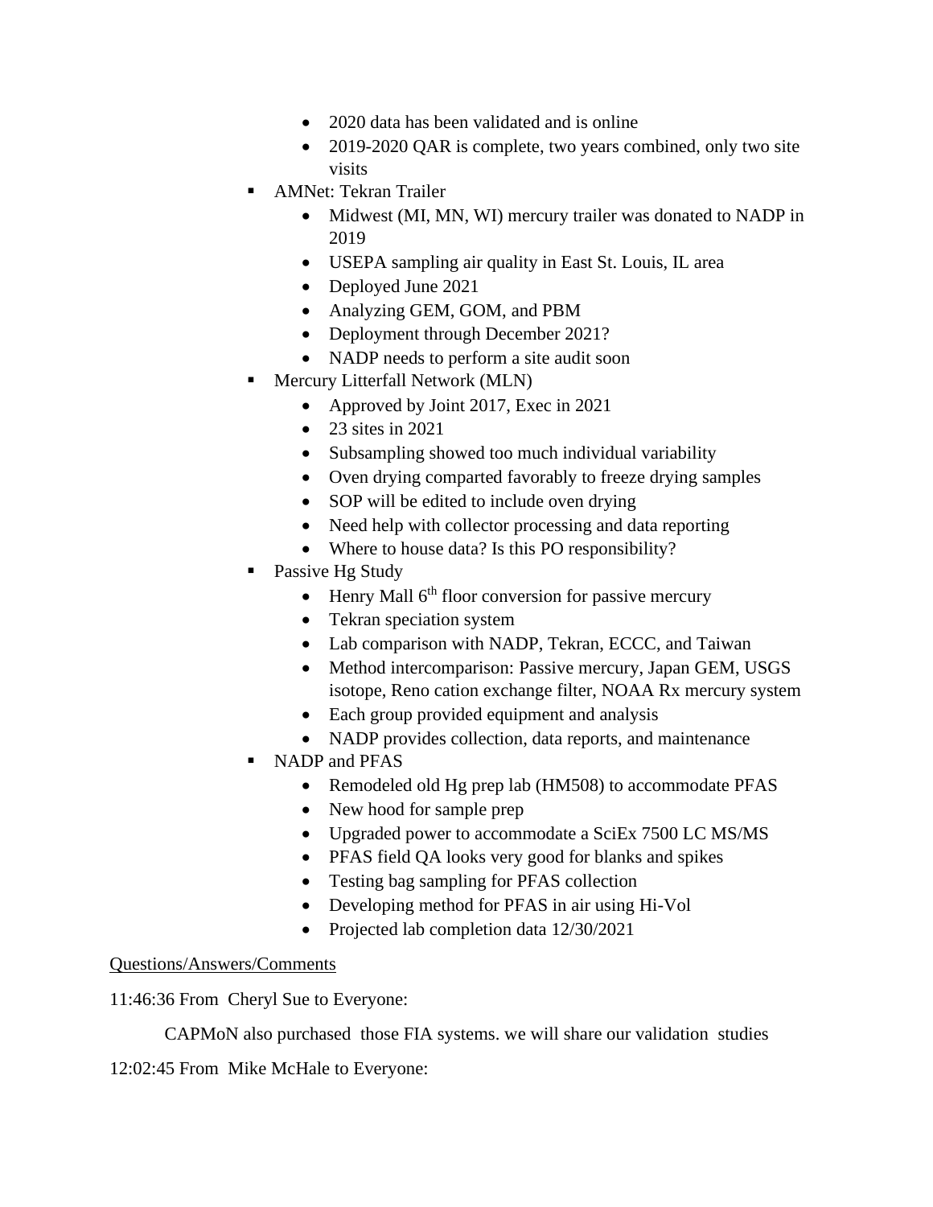- 2020 data has been validated and is online
    - 2019-2020 QAR is complete, two years combined, only two site visits
- AMNet: Tekran Trailer
    - Midwest (MI, MN, WI) mercury trailer was donated to NADP in 2019
    - USEPA sampling air quality in East St. Louis, IL area
    - Deployed June 2021
    - Analyzing GEM, GOM, and PBM
    - Deployment through December 2021?
    - NADP needs to perform a site audit soon
- Mercury Litterfall Network (MLN)
    - Approved by Joint 2017, Exec in 2021
    - 23 sites in 2021
    - Subsampling showed too much individual variability
    - Oven drying comparted favorably to freeze drying samples
    - SOP will be edited to include oven drying
    - Need help with collector processing and data reporting
    - Where to house data? Is this PO responsibility?
- Passive Hg Study
    - Henry Mall 6th floor conversion for passive mercury
    - Tekran speciation system
    - Lab comparison with NADP, Tekran, ECCC, and Taiwan
    - Method intercomparison: Passive mercury, Japan GEM, USGS isotope, Reno cation exchange filter, NOAA Rx mercury system
    - Each group provided equipment and analysis
    - NADP provides collection, data reports, and maintenance
- NADP and PFAS
    - Remodeled old Hg prep lab (HM508) to accommodate PFAS
    - New hood for sample prep
    - Upgraded power to accommodate a SciEx 7500 LC MS/MS
    - PFAS field QA looks very good for blanks and spikes
    - Testing bag sampling for PFAS collection
    - Developing method for PFAS in air using Hi-Vol
    - Projected lab completion data 12/30/2021

Questions/Answers/Comments

11:46:36 From Cheryl Sue to Everyone:

CAPMoN also purchased those FIA systems. we will share our validation studies

12:02:45 From Mike McHale to Everyone: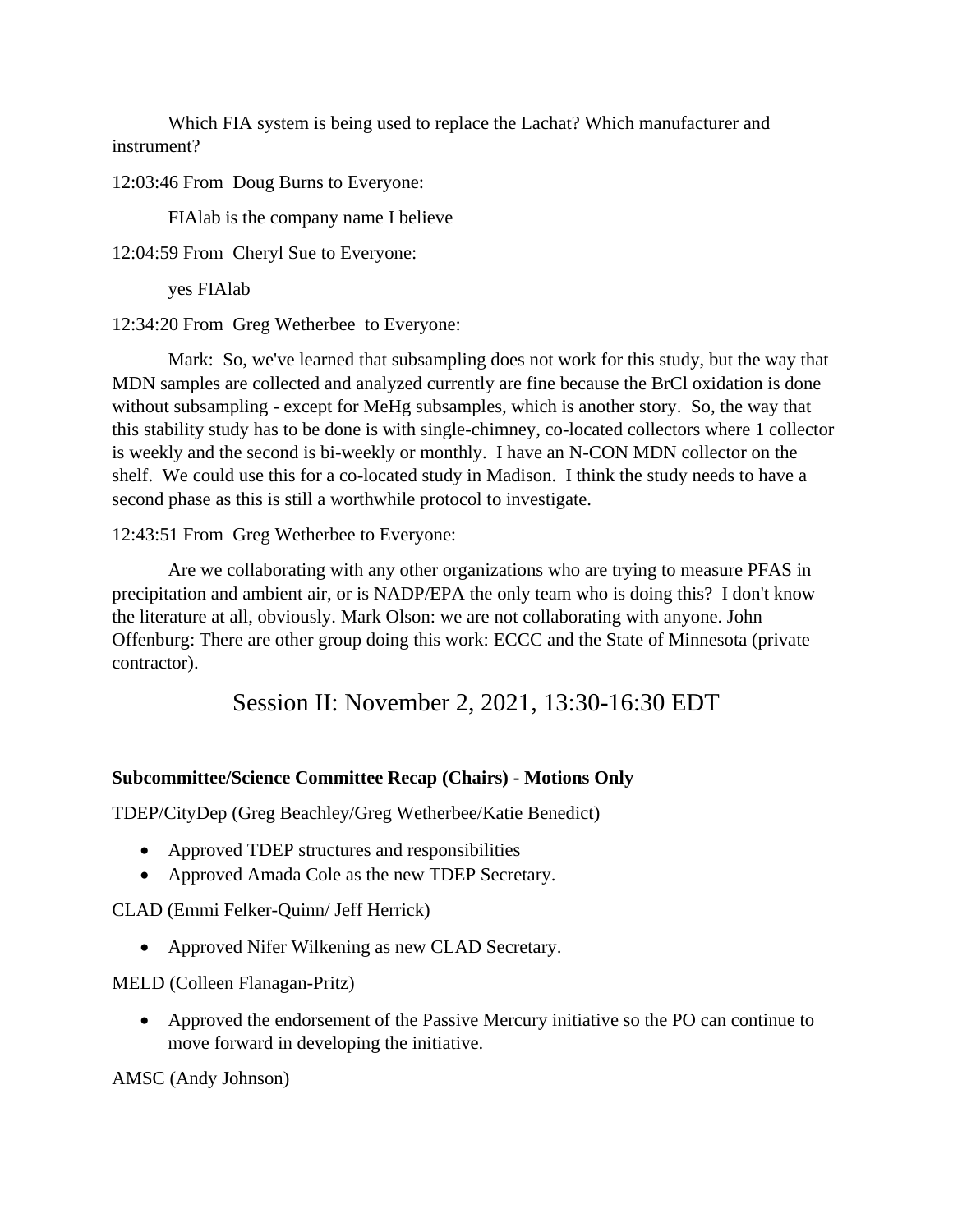Which FIA system is being used to replace the Lachat? Which manufacturer and instrument?

12:03:46 From Doug Burns to Everyone:

FIAlab is the company name I believe

12:04:59 From Cheryl Sue to Everyone:

yes FIAlab

12:34:20 From Greg Wetherbee to Everyone:

Mark: So, we've learned that subsampling does not work for this study, but the way that MDN samples are collected and analyzed currently are fine because the BrCl oxidation is done without subsampling - except for MeHg subsamples, which is another story. So, the way that this stability study has to be done is with single-chimney, co-located collectors where 1 collector is weekly and the second is bi-weekly or monthly. I have an N-CON MDN collector on the shelf. We could use this for a co-located study in Madison. I think the study needs to have a second phase as this is still a worthwhile protocol to investigate.

12:43:51 From Greg Wetherbee to Everyone:

Are we collaborating with any other organizations who are trying to measure PFAS in precipitation and ambient air, or is NADP/EPA the only team who is doing this? I don't know the literature at all, obviously. Mark Olson: we are not collaborating with anyone. John Offenburg: There are other group doing this work: ECCC and the State of Minnesota (private contractor).

## Session II: November 2, 2021, 13:30-16:30 EDT

**Subcommittee/Science Committee Recap (Chairs) - Motions Only**

TDEP/CityDep (Greg Beachley/Greg Wetherbee/Katie Benedict)

- Approved TDEP structures and responsibilities
- Approved Amada Cole as the new TDEP Secretary.

CLAD (Emmi Felker-Quinn/ Jeff Herrick)

- Approved Nifer Wilkening as new CLAD Secretary.

MELD (Colleen Flanagan-Pritz)

- Approved the endorsement of the Passive Mercury initiative so the PO can continue to move forward in developing the initiative.

AMSC (Andy Johnson)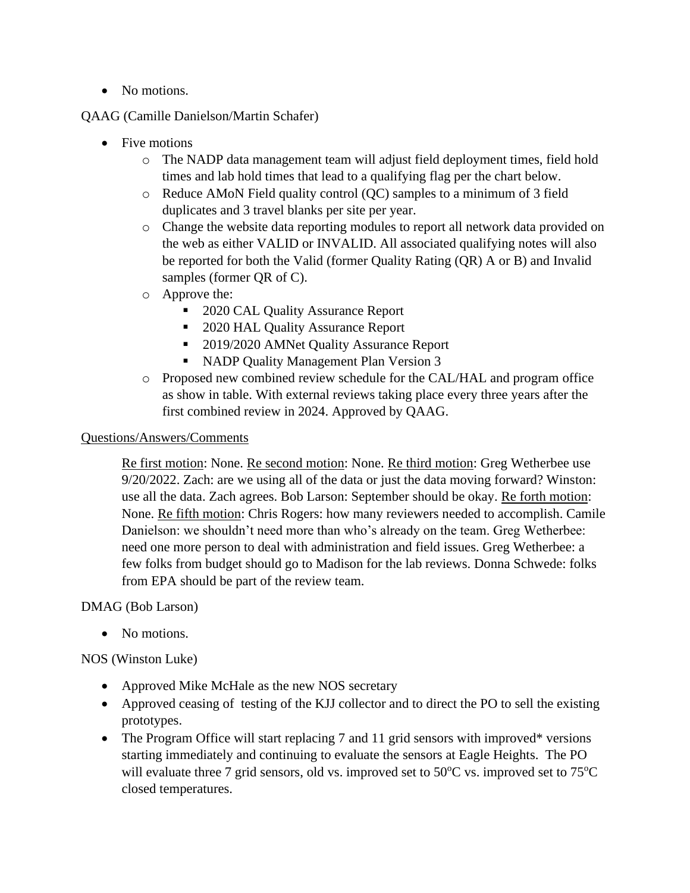- No motions.

QAAG (Camille Danielson/Martin Schafer)

- Five motions
  - The NADP data management team will adjust field deployment times, field hold times and lab hold times that lead to a qualifying flag per the chart below.
  - Reduce AMoN Field quality control (QC) samples to a minimum of 3 field duplicates and 3 travel blanks per site per year.
  - Change the website data reporting modules to report all network data provided on the web as either VALID or INVALID. All associated qualifying notes will also be reported for both the Valid (former Quality Rating (QR) A or B) and Invalid samples (former QR of C).
  - Approve the:
    - 2020 CAL Quality Assurance Report
    - 2020 HAL Quality Assurance Report
    - 2019/2020 AMNet Quality Assurance Report
    - NADP Quality Management Plan Version 3
  - Proposed new combined review schedule for the CAL/HAL and program office as show in table. With external reviews taking place every three years after the first combined review in 2024. Approved by QAAG.

<u>Questions/Answers/Comments</u>

> <u>Re first motion</u>: None. <u>Re second motion</u>: None. <u>Re third motion</u>: Greg Wetherbee use 9/20/2022. Zach: are we using all of the data or just the data moving forward? Winston: use all the data. Zach agrees. Bob Larson: September should be okay. <u>Re forth motion</u>: None. <u>Re fifth motion</u>: Chris Rogers: how many reviewers needed to accomplish. Camile Danielson: we shouldn't need more than who's already on the team. Greg Wetherbee: need one more person to deal with administration and field issues. Greg Wetherbee: a few folks from budget should go to Madison for the lab reviews. Donna Schwede: folks from EPA should be part of the review team.

DMAG (Bob Larson)

- No motions.

NOS (Winston Luke)

- Approved Mike McHale as the new NOS secretary
- Approved ceasing of testing of the KJJ collector and to direct the PO to sell the existing prototypes.
- The Program Office will start replacing 7 and 11 grid sensors with improved* versions starting immediately and continuing to evaluate the sensors at Eagle Heights. The PO will evaluate three 7 grid sensors, old vs. improved set to 50$^o$C vs. improved set to 75$^o$C closed temperatures.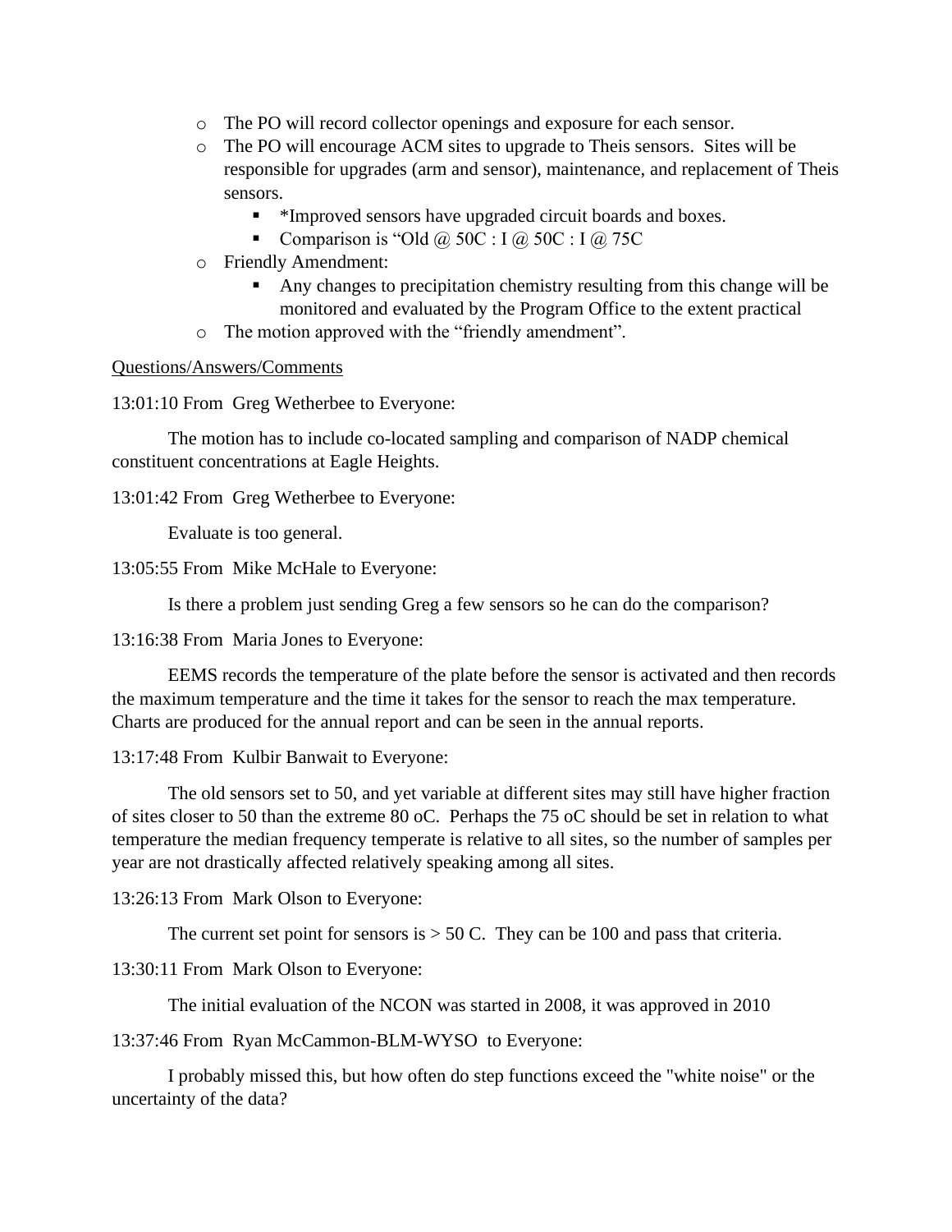- The PO will record collector openings and exposure for each sensor.
- The PO will encourage ACM sites to upgrade to Theis sensors. Sites will be responsible for upgrades (arm and sensor), maintenance, and replacement of Theis sensors.
  - *Improved sensors have upgraded circuit boards and boxes.
  - Comparison is "Old @ 50C : I @ 50C : I @ 75C
- Friendly Amendment:
  - Any changes to precipitation chemistry resulting from this change will be monitored and evaluated by the Program Office to the extent practical
- The motion approved with the "friendly amendment".

Questions/Answers/Comments

13:01:10 From Greg Wetherbee to Everyone:

The motion has to include co-located sampling and comparison of NADP chemical constituent concentrations at Eagle Heights.

13:01:42 From Greg Wetherbee to Everyone:

Evaluate is too general.

13:05:55 From Mike McHale to Everyone:

Is there a problem just sending Greg a few sensors so he can do the comparison?

13:16:38 From Maria Jones to Everyone:

EEMS records the temperature of the plate before the sensor is activated and then records the maximum temperature and the time it takes for the sensor to reach the max temperature. Charts are produced for the annual report and can be seen in the annual reports.

13:17:48 From Kulbir Banwait to Everyone:

The old sensors set to 50, and yet variable at different sites may still have higher fraction of sites closer to 50 than the extreme 80 oC. Perhaps the 75 oC should be set in relation to what temperature the median frequency temperate is relative to all sites, so the number of samples per year are not drastically affected relatively speaking among all sites.

13:26:13 From Mark Olson to Everyone:

The current set point for sensors is > 50 C. They can be 100 and pass that criteria.

13:30:11 From Mark Olson to Everyone:

The initial evaluation of the NCON was started in 2008, it was approved in 2010

13:37:46 From Ryan McCammon-BLM-WYSO to Everyone:

I probably missed this, but how often do step functions exceed the "white noise" or the uncertainty of the data?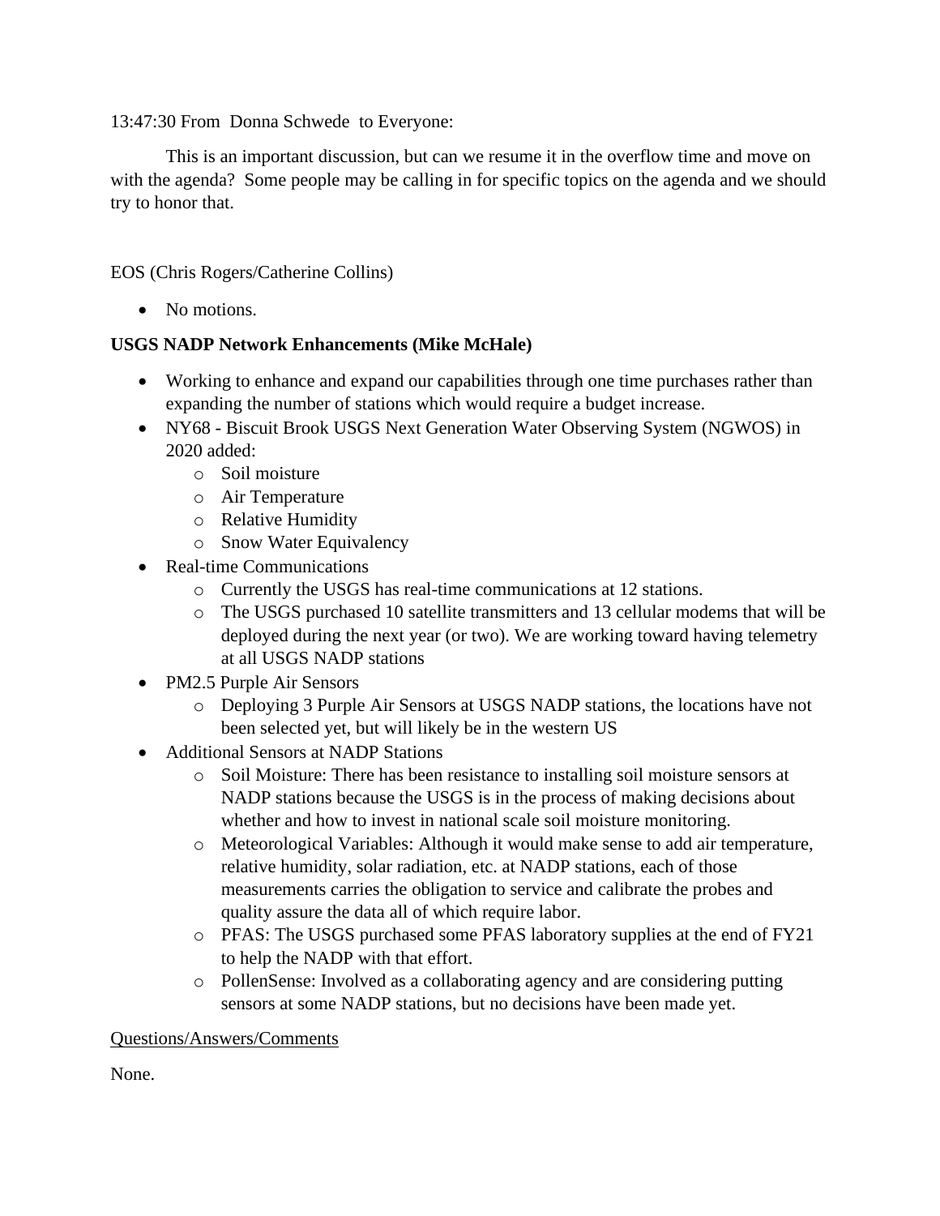13:47:30 From Donna Schwede to Everyone:

This is an important discussion, but can we resume it in the overflow time and move on with the agenda? Some people may be calling in for specific topics on the agenda and we should try to honor that.

EOS (Chris Rogers/Catherine Collins)

- No motions.

**USGS NADP Network Enhancements (Mike McHale)**

- Working to enhance and expand our capabilities through one time purchases rather than expanding the number of stations which would require a budget increase.
- NY68 - Biscuit Brook USGS Next Generation Water Observing System (NGWOS) in 2020 added:
  - Soil moisture
  - Air Temperature
  - Relative Humidity
  - Snow Water Equivalency
- Real-time Communications
  - Currently the USGS has real-time communications at 12 stations.
  - The USGS purchased 10 satellite transmitters and 13 cellular modems that will be deployed during the next year (or two). We are working toward having telemetry at all USGS NADP stations
- PM2.5 Purple Air Sensors
  - Deploying 3 Purple Air Sensors at USGS NADP stations, the locations have not been selected yet, but will likely be in the western US
- Additional Sensors at NADP Stations
  - Soil Moisture: There has been resistance to installing soil moisture sensors at NADP stations because the USGS is in the process of making decisions about whether and how to invest in national scale soil moisture monitoring.
  - Meteorological Variables: Although it would make sense to add air temperature, relative humidity, solar radiation, etc. at NADP stations, each of those measurements carries the obligation to service and calibrate the probes and quality assure the data all of which require labor.
  - PFAS: The USGS purchased some PFAS laboratory supplies at the end of FY21 to help the NADP with that effort.
  - PollenSense: Involved as a collaborating agency and are considering putting sensors at some NADP stations, but no decisions have been made yet.

<u>Questions/Answers/Comments</u>

None.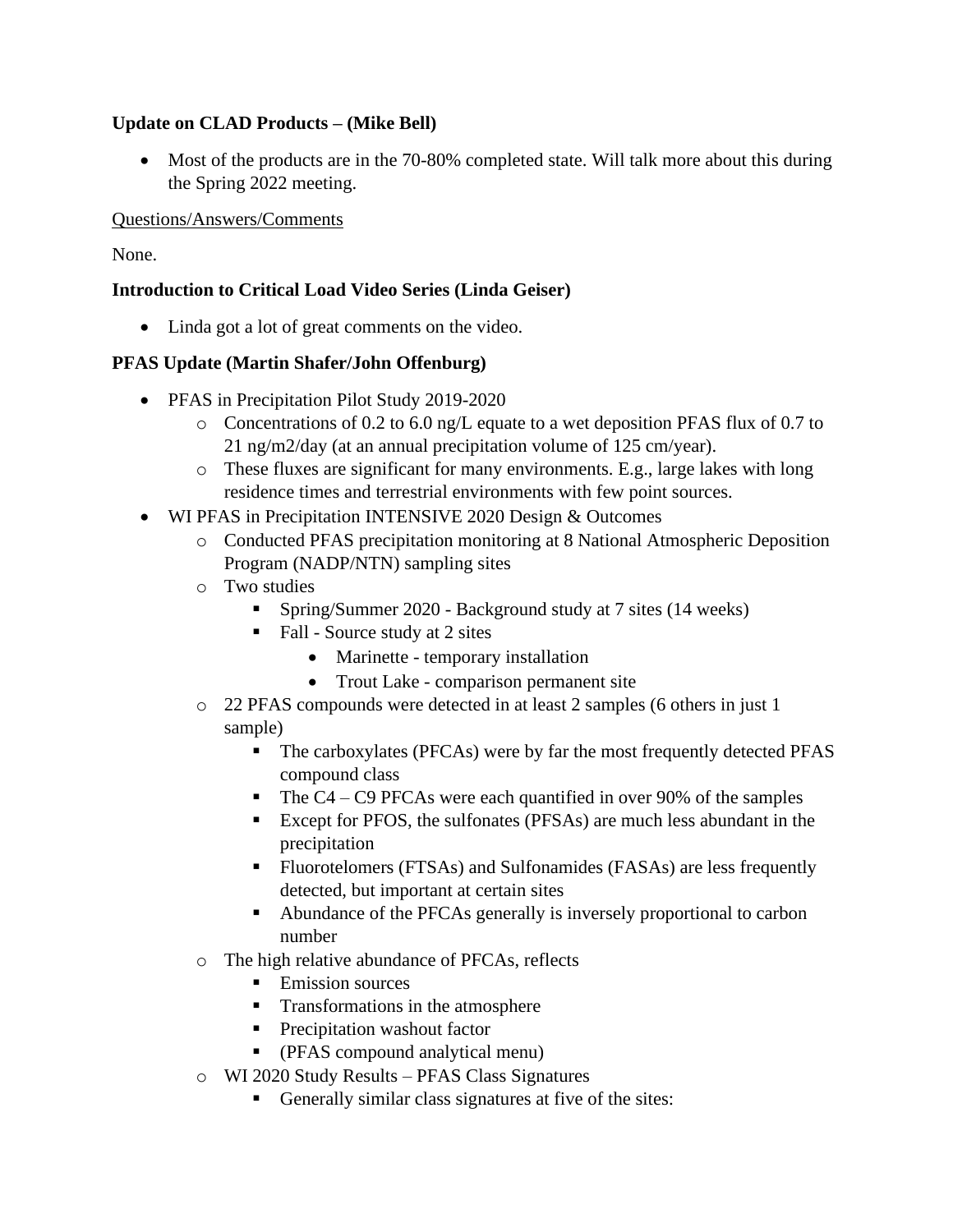**Update on CLAD Products – (Mike Bell)**

- Most of the products are in the 70-80% completed state. Will talk more about this during the Spring 2022 meeting.

<u>Questions/Answers/Comments</u>

None.

**Introduction to Critical Load Video Series (Linda Geiser)**

- Linda got a lot of great comments on the video.

**PFAS Update (Martin Shafer/John Offenburg)**

- PFAS in Precipitation Pilot Study 2019-2020
    - Concentrations of 0.2 to 6.0 ng/L equate to a wet deposition PFAS flux of 0.7 to 21 ng/m2/day (at an annual precipitation volume of 125 cm/year).
    - These fluxes are significant for many environments. E.g., large lakes with long residence times and terrestrial environments with few point sources.
- WI PFAS in Precipitation INTENSIVE 2020 Design & Outcomes
    - Conducted PFAS precipitation monitoring at 8 National Atmospheric Deposition Program (NADP/NTN) sampling sites
    - Two studies
        - Spring/Summer 2020 - Background study at 7 sites (14 weeks)
        - Fall - Source study at 2 sites
            - Marinette - temporary installation
            - Trout Lake - comparison permanent site
    - 22 PFAS compounds were detected in at least 2 samples (6 others in just 1 sample)
        - The carboxylates (PFCAs) were by far the most frequently detected PFAS compound class
        - The C4 – C9 PFCAs were each quantified in over 90% of the samples
        - Except for PFOS, the sulfonates (PFSAs) are much less abundant in the precipitation
        - Fluorotelomers (FTSAs) and Sulfonamides (FASAs) are less frequently detected, but important at certain sites
        - Abundance of the PFCAs generally is inversely proportional to carbon number
    - The high relative abundance of PFCAs, reflects
        - Emission sources
        - Transformations in the atmosphere
        - Precipitation washout factor
        - (PFAS compound analytical menu)
    - WI 2020 Study Results – PFAS Class Signatures
        - Generally similar class signatures at five of the sites: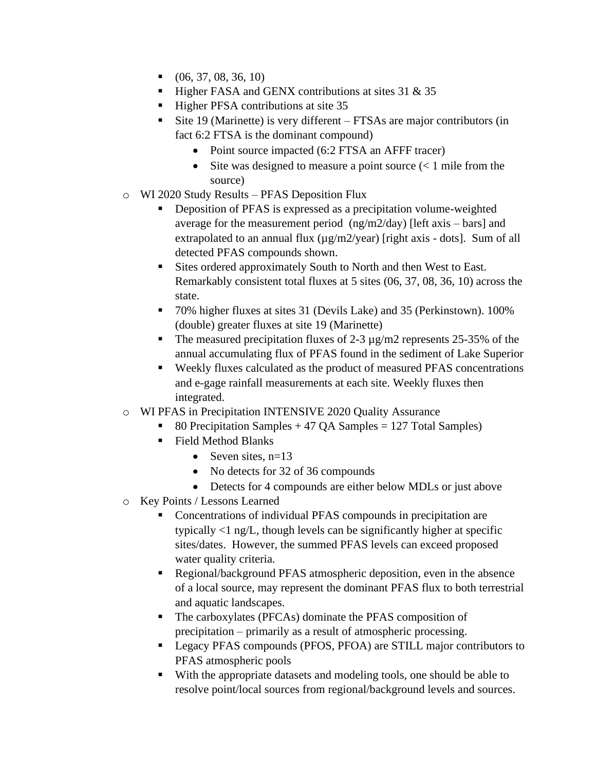- (06, 37, 08, 36, 10)
        - Higher FASA and GENX contributions at sites 31 & 35
        - Higher PFSA contributions at site 35
        - Site 19 (Marinette) is very different – FTSAs are major contributors (in fact 6:2 FTSA is the dominant compound)
            - Point source impacted (6:2 FTSA an AFFF tracer)
            - Site was designed to measure a point source (< 1 mile from the source)
    - WI 2020 Study Results – PFAS Deposition Flux
        - Deposition of PFAS is expressed as a precipitation volume-weighted average for the measurement period (ng/m2/day) [left axis – bars] and extrapolated to an annual flux (µg/m2/year) [right axis - dots]. Sum of all detected PFAS compounds shown.
        - Sites ordered approximately South to North and then West to East. Remarkably consistent total fluxes at 5 sites (06, 37, 08, 36, 10) across the state.
        - 70% higher fluxes at sites 31 (Devils Lake) and 35 (Perkinstown). 100% (double) greater fluxes at site 19 (Marinette)
        - The measured precipitation fluxes of 2-3 µg/m2 represents 25-35% of the annual accumulating flux of PFAS found in the sediment of Lake Superior
        - Weekly fluxes calculated as the product of measured PFAS concentrations and e-gage rainfall measurements at each site. Weekly fluxes then integrated.
    - WI PFAS in Precipitation INTENSIVE 2020 Quality Assurance
        - 80 Precipitation Samples + 47 QA Samples = 127 Total Samples)
        - Field Method Blanks
            - Seven sites, n=13
            - No detects for 32 of 36 compounds
            - Detects for 4 compounds are either below MDLs or just above
    - Key Points / Lessons Learned
        - Concentrations of individual PFAS compounds in precipitation are typically <1 ng/L, though levels can be significantly higher at specific sites/dates. However, the summed PFAS levels can exceed proposed water quality criteria.
        - Regional/background PFAS atmospheric deposition, even in the absence of a local source, may represent the dominant PFAS flux to both terrestrial and aquatic landscapes.
        - The carboxylates (PFCAs) dominate the PFAS composition of precipitation – primarily as a result of atmospheric processing.
        - Legacy PFAS compounds (PFOS, PFOA) are STILL major contributors to PFAS atmospheric pools
        - With the appropriate datasets and modeling tools, one should be able to resolve point/local sources from regional/background levels and sources.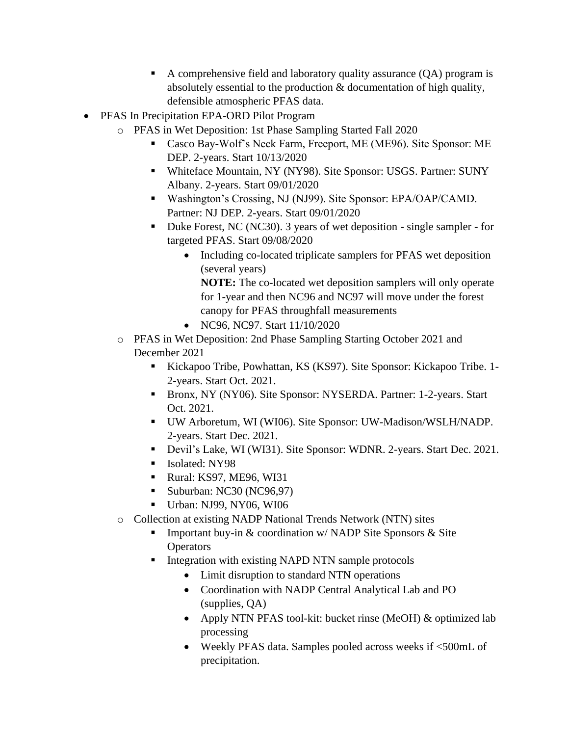- A comprehensive field and laboratory quality assurance (QA) program is absolutely essential to the production & documentation of high quality, defensible atmospheric PFAS data.
- PFAS In Precipitation EPA-ORD Pilot Program
    - PFAS in Wet Deposition: 1st Phase Sampling Started Fall 2020
        - Casco Bay-Wolf's Neck Farm, Freeport, ME (ME96). Site Sponsor: ME DEP. 2-years. Start 10/13/2020
        - Whiteface Mountain, NY (NY98). Site Sponsor: USGS. Partner: SUNY Albany. 2-years. Start 09/01/2020
        - Washington's Crossing, NJ (NJ99). Site Sponsor: EPA/OAP/CAMD. Partner: NJ DEP. 2-years. Start 09/01/2020
        - Duke Forest, NC (NC30). 3 years of wet deposition - single sampler - for targeted PFAS. Start 09/08/2020
            - Including co-located triplicate samplers for PFAS wet deposition (several years)

              **NOTE:** The co-located wet deposition samplers will only operate for 1-year and then NC96 and NC97 will move under the forest canopy for PFAS throughfall measurements
            - NC96, NC97. Start 11/10/2020
    - PFAS in Wet Deposition: 2nd Phase Sampling Starting October 2021 and December 2021
        - Kickapoo Tribe, Powhattan, KS (KS97). Site Sponsor: Kickapoo Tribe. 1-2-years. Start Oct. 2021.
        - Bronx, NY (NY06). Site Sponsor: NYSERDA. Partner: 1-2-years. Start Oct. 2021.
        - UW Arboretum, WI (WI06). Site Sponsor: UW-Madison/WSLH/NADP. 2-years. Start Dec. 2021.
        - Devil's Lake, WI (WI31). Site Sponsor: WDNR. 2-years. Start Dec. 2021.
        - Isolated: NY98
        - Rural: KS97, ME96, WI31
        - Suburban: NC30 (NC96,97)
        - Urban: NJ99, NY06, WI06
    - Collection at existing NADP National Trends Network (NTN) sites
        - Important buy-in & coordination w/ NADP Site Sponsors & Site Operators
        - Integration with existing NAPD NTN sample protocols
            - Limit disruption to standard NTN operations
            - Coordination with NADP Central Analytical Lab and PO (supplies, QA)
            - Apply NTN PFAS tool-kit: bucket rinse (MeOH) & optimized lab processing
            - Weekly PFAS data. Samples pooled across weeks if <500mL of precipitation.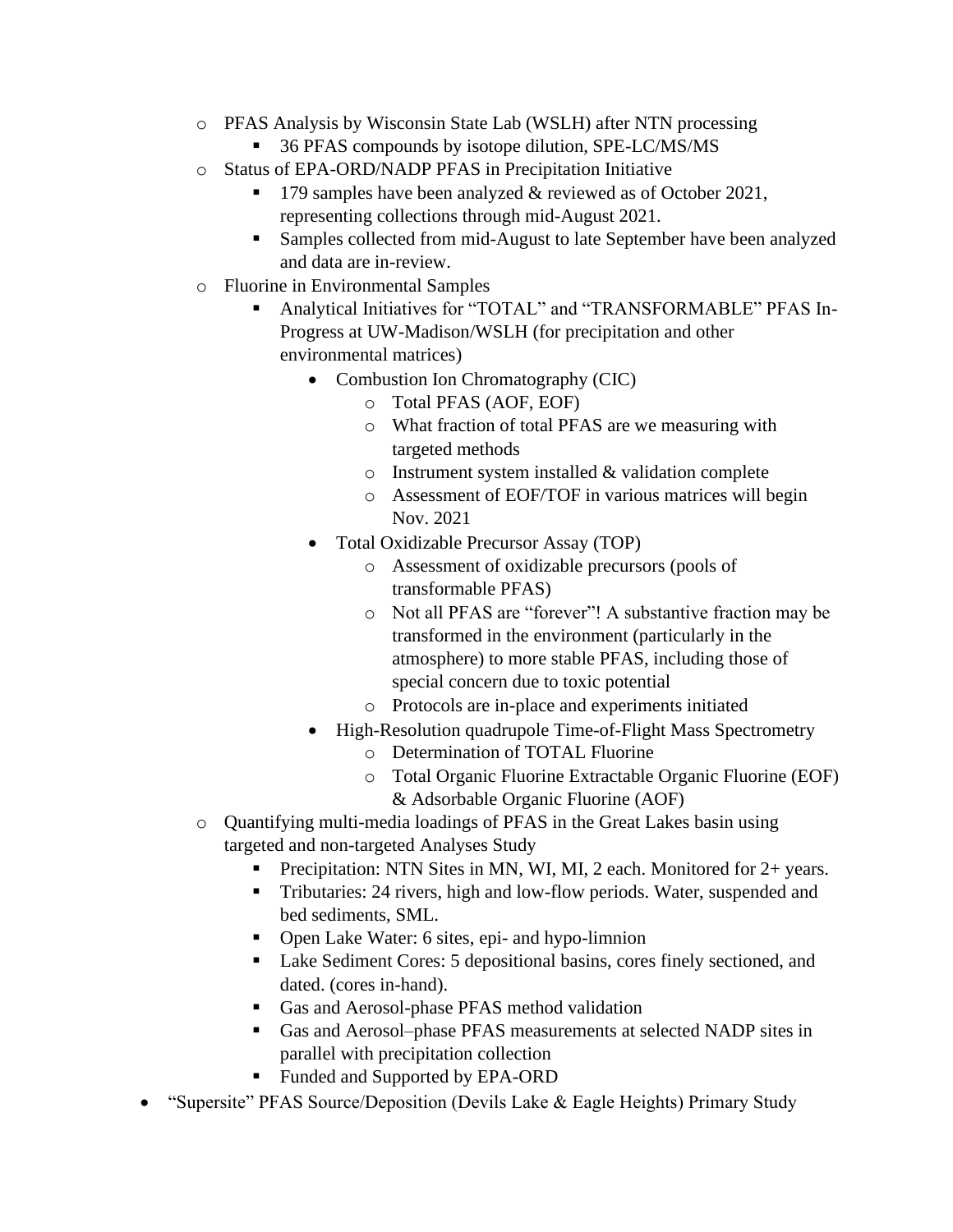- PFAS Analysis by Wisconsin State Lab (WSLH) after NTN processing
  - 36 PFAS compounds by isotope dilution, SPE-LC/MS/MS
- Status of EPA-ORD/NADP PFAS in Precipitation Initiative
  - 179 samples have been analyzed & reviewed as of October 2021, representing collections through mid-August 2021.
  - Samples collected from mid-August to late September have been analyzed and data are in-review.
- Fluorine in Environmental Samples
  - Analytical Initiatives for "TOTAL" and "TRANSFORMABLE" PFAS In-Progress at UW-Madison/WSLH (for precipitation and other environmental matrices)
    - Combustion Ion Chromatography (CIC)
      - Total PFAS (AOF, EOF)
      - What fraction of total PFAS are we measuring with targeted methods
      - Instrument system installed & validation complete
      - Assessment of EOF/TOF in various matrices will begin Nov. 2021
    - Total Oxidizable Precursor Assay (TOP)
      - Assessment of oxidizable precursors (pools of transformable PFAS)
      - Not all PFAS are "forever"! A substantive fraction may be transformed in the environment (particularly in the atmosphere) to more stable PFAS, including those of special concern due to toxic potential
      - Protocols are in-place and experiments initiated
    - High-Resolution quadrupole Time-of-Flight Mass Spectrometry
      - Determination of TOTAL Fluorine
      - Total Organic Fluorine Extractable Organic Fluorine (EOF) & Adsorbable Organic Fluorine (AOF)
- Quantifying multi-media loadings of PFAS in the Great Lakes basin using targeted and non-targeted Analyses Study
  - Precipitation: NTN Sites in MN, WI, MI, 2 each. Monitored for 2+ years.
  - Tributaries: 24 rivers, high and low-flow periods. Water, suspended and bed sediments, SML.
  - Open Lake Water: 6 sites, epi- and hypo-limnion
  - Lake Sediment Cores: 5 depositional basins, cores finely sectioned, and dated. (cores in-hand).
  - Gas and Aerosol-phase PFAS method validation
  - Gas and Aerosol–phase PFAS measurements at selected NADP sites in parallel with precipitation collection
  - Funded and Supported by EPA-ORD

- "Supersite" PFAS Source/Deposition (Devils Lake & Eagle Heights) Primary Study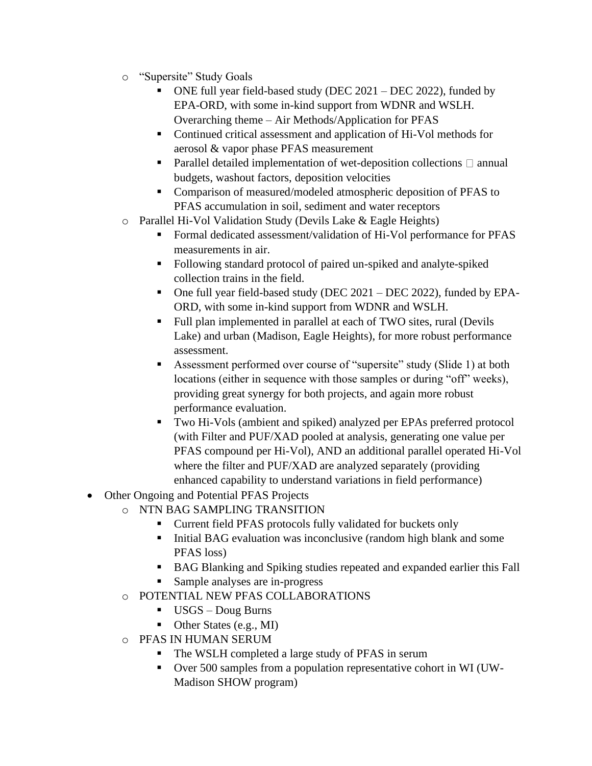- "Supersite" Study Goals
  - ONE full year field-based study (DEC 2021 – DEC 2022), funded by EPA-ORD, with some in-kind support from WDNR and WSLH. Overarching theme – Air Methods/Application for PFAS
  - Continued critical assessment and application of Hi-Vol methods for aerosol & vapor phase PFAS measurement
  - Parallel detailed implementation of wet-deposition collections  annual budgets, washout factors, deposition velocities
  - Comparison of measured/modeled atmospheric deposition of PFAS to PFAS accumulation in soil, sediment and water receptors
- Parallel Hi-Vol Validation Study (Devils Lake & Eagle Heights)
  - Formal dedicated assessment/validation of Hi-Vol performance for PFAS measurements in air.
  - Following standard protocol of paired un-spiked and analyte-spiked collection trains in the field.
  - One full year field-based study (DEC 2021 – DEC 2022), funded by EPA-ORD, with some in-kind support from WDNR and WSLH.
  - Full plan implemented in parallel at each of TWO sites, rural (Devils Lake) and urban (Madison, Eagle Heights), for more robust performance assessment.
  - Assessment performed over course of "supersite" study (Slide 1) at both locations (either in sequence with those samples or during "off" weeks), providing great synergy for both projects, and again more robust performance evaluation.
  - Two Hi-Vols (ambient and spiked) analyzed per EPAs preferred protocol (with Filter and PUF/XAD pooled at analysis, generating one value per PFAS compound per Hi-Vol), AND an additional parallel operated Hi-Vol where the filter and PUF/XAD are analyzed separately (providing enhanced capability to understand variations in field performance)

- Other Ongoing and Potential PFAS Projects
  - NTN BAG SAMPLING TRANSITION
    - Current field PFAS protocols fully validated for buckets only
    - Initial BAG evaluation was inconclusive (random high blank and some PFAS loss)
    - BAG Blanking and Spiking studies repeated and expanded earlier this Fall
    - Sample analyses are in-progress
  - POTENTIAL NEW PFAS COLLABORATIONS
    - USGS – Doug Burns
    - Other States (e.g., MI)
  - PFAS IN HUMAN SERUM
    - The WSLH completed a large study of PFAS in serum
    - Over 500 samples from a population representative cohort in WI (UW-Madison SHOW program)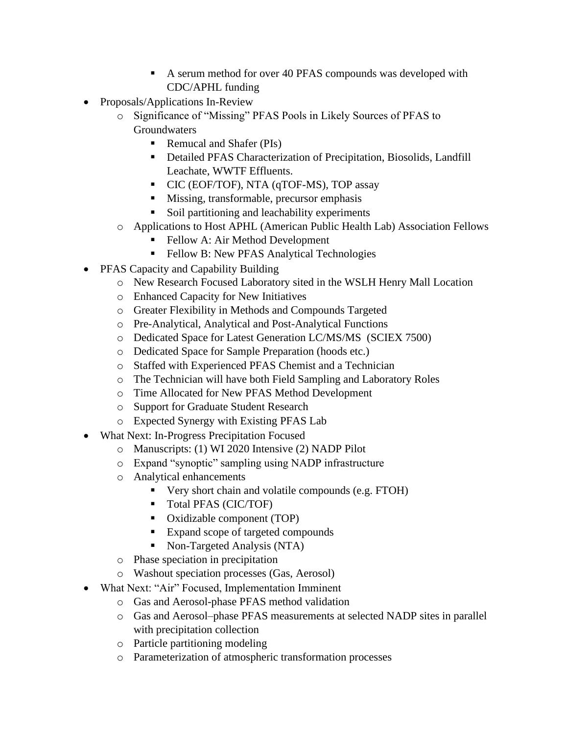- A serum method for over 40 PFAS compounds was developed with CDC/APHL funding

- Proposals/Applications In-Review
    - Significance of "Missing" PFAS Pools in Likely Sources of PFAS to Groundwaters
        - Remucal and Shafer (PIs)
        - Detailed PFAS Characterization of Precipitation, Biosolids, Landfill Leachate, WWTF Effluents.
        - CIC (EOF/TOF), NTA (qTOF-MS), TOP assay
        - Missing, transformable, precursor emphasis
        - Soil partitioning and leachability experiments
    - Applications to Host APHL (American Public Health Lab) Association Fellows
        - Fellow A: Air Method Development
        - Fellow B: New PFAS Analytical Technologies
- PFAS Capacity and Capability Building
    - New Research Focused Laboratory sited in the WSLH Henry Mall Location
    - Enhanced Capacity for New Initiatives
    - Greater Flexibility in Methods and Compounds Targeted
    - Pre-Analytical, Analytical and Post-Analytical Functions
    - Dedicated Space for Latest Generation LC/MS/MS (SCIEX 7500)
    - Dedicated Space for Sample Preparation (hoods etc.)
    - Staffed with Experienced PFAS Chemist and a Technician
    - The Technician will have both Field Sampling and Laboratory Roles
    - Time Allocated for New PFAS Method Development
    - Support for Graduate Student Research
    - Expected Synergy with Existing PFAS Lab
- What Next: In-Progress Precipitation Focused
    - Manuscripts: (1) WI 2020 Intensive (2) NADP Pilot
    - Expand "synoptic" sampling using NADP infrastructure
    - Analytical enhancements
        - Very short chain and volatile compounds (e.g. FTOH)
        - Total PFAS (CIC/TOF)
        - Oxidizable component (TOP)
        - Expand scope of targeted compounds
        - Non-Targeted Analysis (NTA)
    - Phase speciation in precipitation
    - Washout speciation processes (Gas, Aerosol)
- What Next: "Air" Focused, Implementation Imminent
    - Gas and Aerosol-phase PFAS method validation
    - Gas and Aerosol–phase PFAS measurements at selected NADP sites in parallel with precipitation collection
    - Particle partitioning modeling
    - Parameterization of atmospheric transformation processes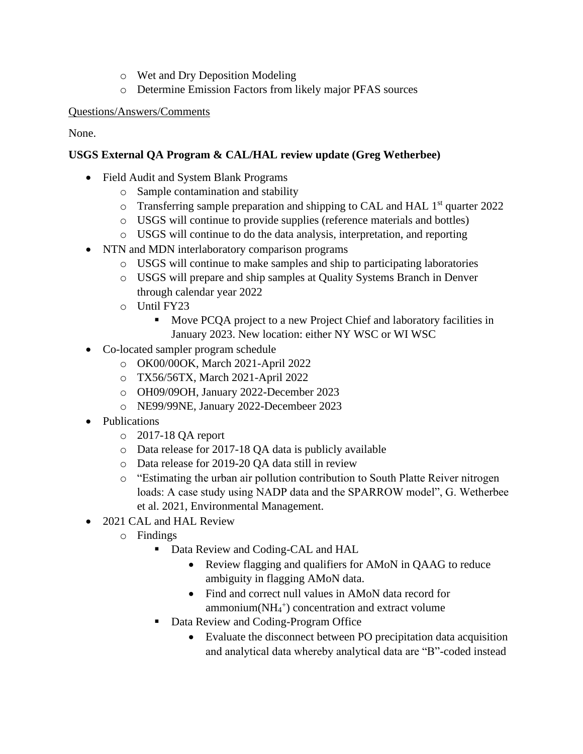- Wet and Dry Deposition Modeling
- Determine Emission Factors from likely major PFAS sources

<u>Questions/Answers/Comments</u>

None.

**USGS External QA Program & CAL/HAL review update (Greg Wetherbee)**

- Field Audit and System Blank Programs
  - Sample contamination and stability
  - Transferring sample preparation and shipping to CAL and HAL 1st quarter 2022
  - USGS will continue to provide supplies (reference materials and bottles)
  - USGS will continue to do the data analysis, interpretation, and reporting
- NTN and MDN interlaboratory comparison programs
  - USGS will continue to make samples and ship to participating laboratories
  - USGS will prepare and ship samples at Quality Systems Branch in Denver through calendar year 2022
  - Until FY23
    - Move PCQA project to a new Project Chief and laboratory facilities in January 2023. New location: either NY WSC or WI WSC
- Co-located sampler program schedule
  - OK00/00OK, March 2021-April 2022
  - TX56/56TX, March 2021-April 2022
  - OH09/09OH, January 2022-December 2023
  - NE99/99NE, January 2022-Decembeer 2023
- Publications
  - 2017-18 QA report
  - Data release for 2017-18 QA data is publicly available
  - Data release for 2019-20 QA data still in review
  - "Estimating the urban air pollution contribution to South Platte Reiver nitrogen loads: A case study using NADP data and the SPARROW model", G. Wetherbee et al. 2021, Environmental Management.
- 2021 CAL and HAL Review
  - Findings
    - Data Review and Coding-CAL and HAL
      - Review flagging and qualifiers for AMoN in QAAG to reduce ambiguity in flagging AMoN data.
      - Find and correct null values in AMoN data record for ammonium($NH_4^+$) concentration and extract volume
    - Data Review and Coding-Program Office
      - Evaluate the disconnect between PO precipitation data acquisition and analytical data whereby analytical data are "B"-coded instead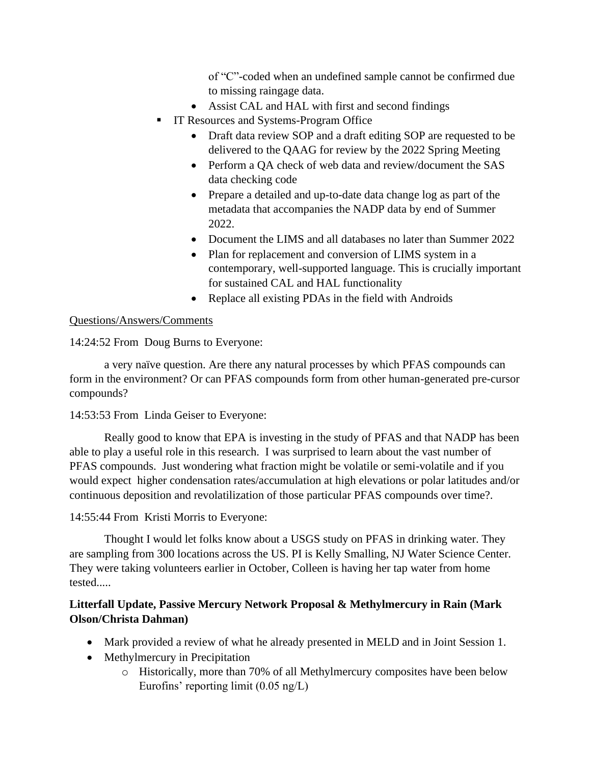of "C"-coded when an undefined sample cannot be confirmed due to missing raingage data.
      - Assist CAL and HAL with first and second findings
  - IT Resources and Systems-Program Office
      - Draft data review SOP and a draft editing SOP are requested to be delivered to the QAAG for review by the 2022 Spring Meeting
      - Perform a QA check of web data and review/document the SAS data checking code
      - Prepare a detailed and up-to-date data change log as part of the metadata that accompanies the NADP data by end of Summer 2022.
      - Document the LIMS and all databases no later than Summer 2022
      - Plan for replacement and conversion of LIMS system in a contemporary, well-supported language. This is crucially important for sustained CAL and HAL functionality
      - Replace all existing PDAs in the field with Androids

Questions/Answers/Comments

14:24:52 From Doug Burns to Everyone:

a very naïve question. Are there any natural processes by which PFAS compounds can form in the environment? Or can PFAS compounds form from other human-generated pre-cursor compounds?

14:53:53 From Linda Geiser to Everyone:

Really good to know that EPA is investing in the study of PFAS and that NADP has been able to play a useful role in this research. I was surprised to learn about the vast number of PFAS compounds. Just wondering what fraction might be volatile or semi-volatile and if you would expect higher condensation rates/accumulation at high elevations or polar latitudes and/or continuous deposition and revolatilization of those particular PFAS compounds over time?.

14:55:44 From Kristi Morris to Everyone:

Thought I would let folks know about a USGS study on PFAS in drinking water. They are sampling from 300 locations across the US. PI is Kelly Smalling, NJ Water Science Center. They were taking volunteers earlier in October, Colleen is having her tap water from home tested.....

**Litterfall Update, Passive Mercury Network Proposal & Methylmercury in Rain (Mark Olson/Christa Dahman)**

- Mark provided a review of what he already presented in MELD and in Joint Session 1.
- Methylmercury in Precipitation
  - Historically, more than 70% of all Methylmercury composites have been below Eurofins' reporting limit (0.05 ng/L)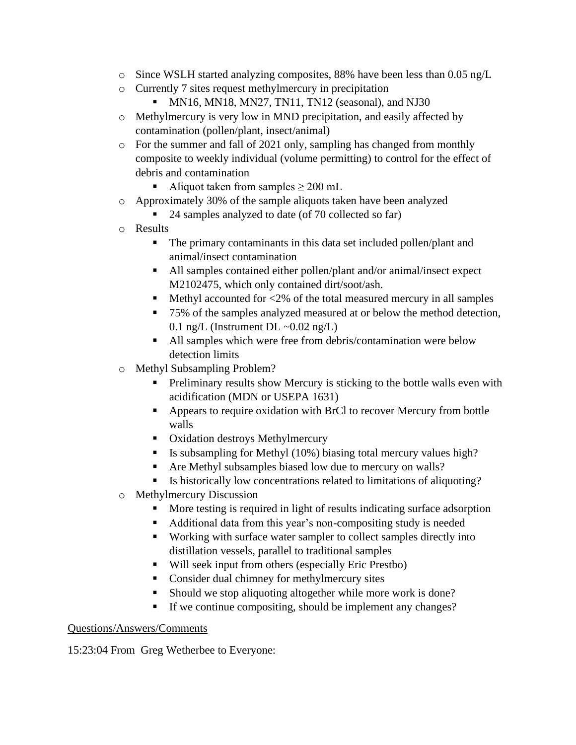- Since WSLH started analyzing composites, 88% have been less than 0.05 ng/L
- Currently 7 sites request methylmercury in precipitation
  - MN16, MN18, MN27, TN11, TN12 (seasonal), and NJ30
- Methylmercury is very low in MND precipitation, and easily affected by contamination (pollen/plant, insect/animal)
- For the summer and fall of 2021 only, sampling has changed from monthly composite to weekly individual (volume permitting) to control for the effect of debris and contamination
  - Aliquot taken from samples ≥ 200 mL
- Approximately 30% of the sample aliquots taken have been analyzed
  - 24 samples analyzed to date (of 70 collected so far)
- Results
  - The primary contaminants in this data set included pollen/plant and animal/insect contamination
  - All samples contained either pollen/plant and/or animal/insect expect M2102475, which only contained dirt/soot/ash.
  - Methyl accounted for <2% of the total measured mercury in all samples
  - 75% of the samples analyzed measured at or below the method detection, 0.1 ng/L (Instrument DL ~0.02 ng/L)
  - All samples which were free from debris/contamination were below detection limits
- Methyl Subsampling Problem?
  - Preliminary results show Mercury is sticking to the bottle walls even with acidification (MDN or USEPA 1631)
  - Appears to require oxidation with BrCl to recover Mercury from bottle walls
  - Oxidation destroys Methylmercury
  - Is subsampling for Methyl (10%) biasing total mercury values high?
  - Are Methyl subsamples biased low due to mercury on walls?
  - Is historically low concentrations related to limitations of aliquoting?
- Methylmercury Discussion
  - More testing is required in light of results indicating surface adsorption
  - Additional data from this year's non-compositing study is needed
  - Working with surface water sampler to collect samples directly into distillation vessels, parallel to traditional samples
  - Will seek input from others (especially Eric Prestbo)
  - Consider dual chimney for methylmercury sites
  - Should we stop aliquoting altogether while more work is done?
  - If we continue compositing, should be implement any changes?

Questions/Answers/Comments

15:23:04 From Greg Wetherbee to Everyone: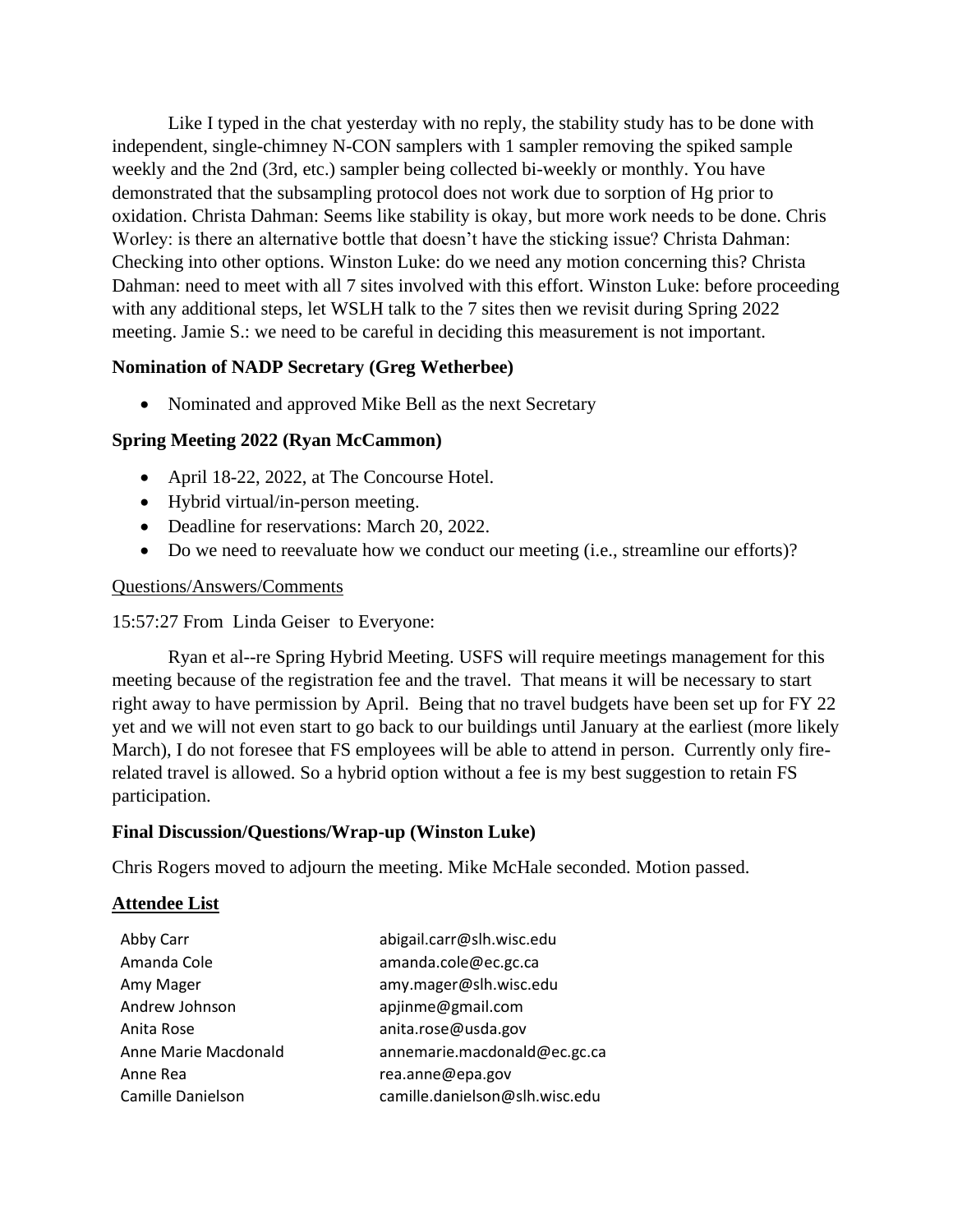Like I typed in the chat yesterday with no reply, the stability study has to be done with independent, single-chimney N-CON samplers with 1 sampler removing the spiked sample weekly and the 2nd (3rd, etc.) sampler being collected bi-weekly or monthly. You have demonstrated that the subsampling protocol does not work due to sorption of Hg prior to oxidation. Christa Dahman: Seems like stability is okay, but more work needs to be done. Chris Worley: is there an alternative bottle that doesn't have the sticking issue? Christa Dahman: Checking into other options. Winston Luke: do we need any motion concerning this? Christa Dahman: need to meet with all 7 sites involved with this effort. Winston Luke: before proceeding with any additional steps, let WSLH talk to the 7 sites then we revisit during Spring 2022 meeting. Jamie S.: we need to be careful in deciding this measurement is not important.

### Nomination of NADP Secretary (Greg Wetherbee)

- Nominated and approved Mike Bell as the next Secretary

### Spring Meeting 2022 (Ryan McCammon)

- April 18-22, 2022, at The Concourse Hotel.
- Hybrid virtual/in-person meeting.
- Deadline for reservations: March 20, 2022.
- Do we need to reevaluate how we conduct our meeting (i.e., streamline our efforts)?

Questions/Answers/Comments

15:57:27 From Linda Geiser to Everyone:

Ryan et al--re Spring Hybrid Meeting. USFS will require meetings management for this meeting because of the registration fee and the travel. That means it will be necessary to start right away to have permission by April. Being that no travel budgets have been set up for FY 22 yet and we will not even start to go back to our buildings until January at the earliest (more likely March), I do not foresee that FS employees will be able to attend in person. Currently only fire-related travel is allowed. So a hybrid option without a fee is my best suggestion to retain FS participation.

### Final Discussion/Questions/Wrap-up (Winston Luke)

Chris Rogers moved to adjourn the meeting. Mike McHale seconded. Motion passed.

### Attendee List

| | |
|---|---|
| Abby Carr | abigail.carr@slh.wisc.edu |
| Amanda Cole | amanda.cole@ec.gc.ca |
| Amy Mager | amy.mager@slh.wisc.edu |
| Andrew Johnson | apjinme@gmail.com |
| Anita Rose | anita.rose@usda.gov |
| Anne Marie Macdonald | annemarie.macdonald@ec.gc.ca |
| Anne Rea | rea.anne@epa.gov |
| Camille Danielson | camille.danielson@slh.wisc.edu |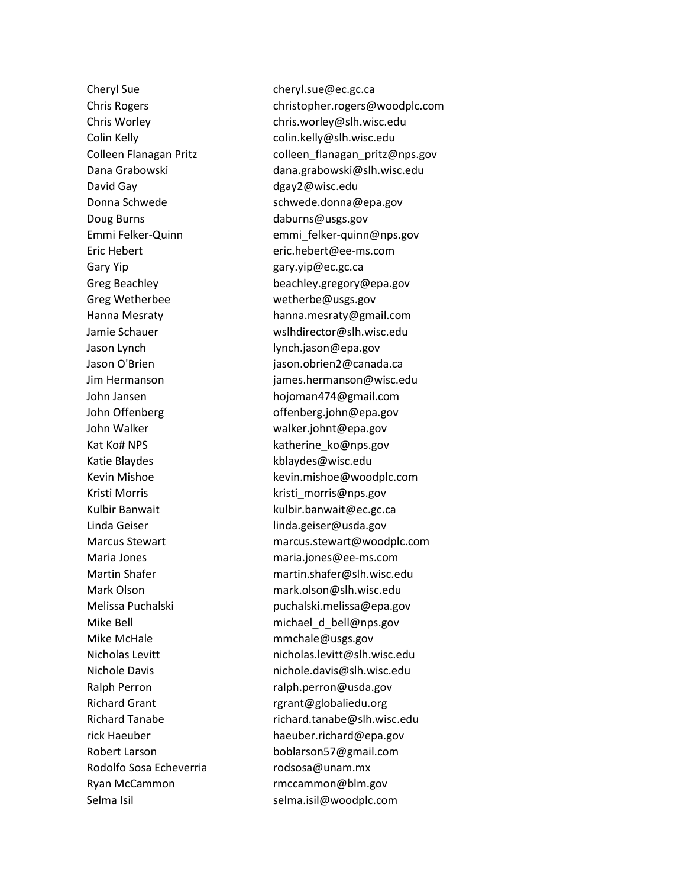| | |
|---|---|
| Cheryl Sue | cheryl.sue@ec.gc.ca |
| Chris Rogers | christopher.rogers@woodplc.com |
| Chris Worley | chris.worley@slh.wisc.edu |
| Colin Kelly | colin.kelly@slh.wisc.edu |
| Colleen Flanagan Pritz | colleen_flanagan_pritz@nps.gov |
| Dana Grabowski | dana.grabowski@slh.wisc.edu |
| David Gay | dgay2@wisc.edu |
| Donna Schwede | schwede.donna@epa.gov |
| Doug Burns | daburns@usgs.gov |
| Emmi Felker-Quinn | emmi_felker-quinn@nps.gov |
| Eric Hebert | eric.hebert@ee-ms.com |
| Gary Yip | gary.yip@ec.gc.ca |
| Greg Beachley | beachley.gregory@epa.gov |
| Greg Wetherbee | wetherbe@usgs.gov |
| Hanna Mesraty | hanna.mesraty@gmail.com |
| Jamie Schauer | wslhdirector@slh.wisc.edu |
| Jason Lynch | lynch.jason@epa.gov |
| Jason O'Brien | jason.obrien2@canada.ca |
| Jim Hermanson | james.hermanson@wisc.edu |
| John Jansen | hojoman474@gmail.com |
| John Offenberg | offenberg.john@epa.gov |
| John Walker | walker.johnt@epa.gov |
| Kat Ko# NPS | katherine_ko@nps.gov |
| Katie Blaydes | kblaydes@wisc.edu |
| Kevin Mishoe | kevin.mishoe@woodplc.com |
| Kristi Morris | kristi_morris@nps.gov |
| Kulbir Banwait | kulbir.banwait@ec.gc.ca |
| Linda Geiser | linda.geiser@usda.gov |
| Marcus Stewart | marcus.stewart@woodplc.com |
| Maria Jones | maria.jones@ee-ms.com |
| Martin Shafer | martin.shafer@slh.wisc.edu |
| Mark Olson | mark.olson@slh.wisc.edu |
| Melissa Puchalski | puchalski.melissa@epa.gov |
| Mike Bell | michael_d_bell@nps.gov |
| Mike McHale | mmchale@usgs.gov |
| Nicholas Levitt | nicholas.levitt@slh.wisc.edu |
| Nichole Davis | nichole.davis@slh.wisc.edu |
| Ralph Perron | ralph.perron@usda.gov |
| Richard Grant | rgrant@globaliedu.org |
| Richard Tanabe | richard.tanabe@slh.wisc.edu |
| rick Haeuber | haeuber.richard@epa.gov |
| Robert Larson | boblarson57@gmail.com |
| Rodolfo Sosa Echeverria | rodsosa@unam.mx |
| Ryan McCammon | rmccammon@blm.gov |
| Selma Isil | selma.isil@woodplc.com |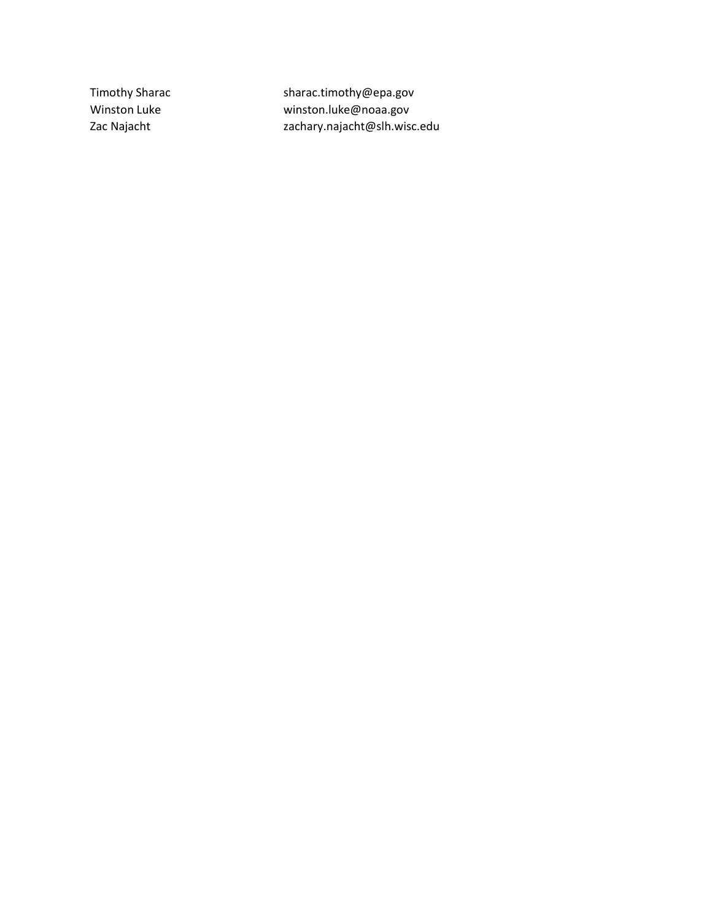| | |
|---|---|
| Timothy Sharac | sharac.timothy@epa.gov |
| Winston Luke | winston.luke@noaa.gov |
| Zac Najacht | zachary.najacht@slh.wisc.edu |